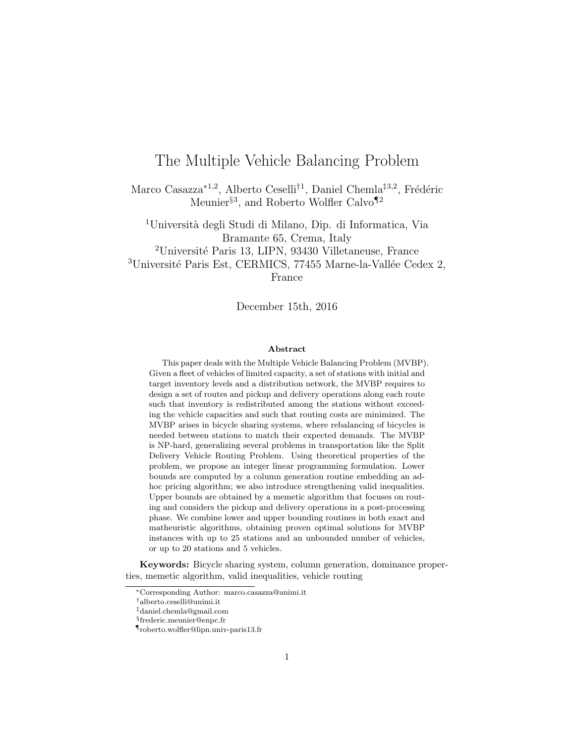# The Multiple Vehicle Balancing Problem

Marco Casazza[*1,2], Alberto Ceselli[†1], Daniel Chemla[‡3,2], Frédéric Meunier[§3], and Roberto Wolfler Calvo[¶2]

[1]Università degli Studi di Milano, Dip. di Informatica, Via Bramante 65, Crema, Italy
[2]Université Paris 13, LIPN, 93430 Villetaneuse, France
[3]Université Paris Est, CERMICS, 77455 Marne-la-Vallée Cedex 2, France

December 15th, 2016

**Abstract**

This paper deals with the Multiple Vehicle Balancing Problem (MVBP). Given a fleet of vehicles of limited capacity, a set of stations with initial and target inventory levels and a distribution network, the MVBP requires to design a set of routes and pickup and delivery operations along each route such that inventory is redistributed among the stations without exceeding the vehicle capacities and such that routing costs are minimized. The MVBP arises in bicycle sharing systems, where rebalancing of bicycles is needed between stations to match their expected demands. The MVBP is NP-hard, generalizing several problems in transportation like the Split Delivery Vehicle Routing Problem. Using theoretical properties of the problem, we propose an integer linear programming formulation. Lower bounds are computed by a column generation routine embedding an ad-hoc pricing algorithm; we also introduce strengthening valid inequalities. Upper bounds are obtained by a memetic algorithm that focuses on routing and considers the pickup and delivery operations in a post-processing phase. We combine lower and upper bounding routines in both exact and matheuristic algorithms, obtaining proven optimal solutions for MVBP instances with up to 25 stations and an unbounded number of vehicles, or up to 20 stations and 5 vehicles.

**Keywords:** Bicycle sharing system, column generation, dominance properties, memetic algorithm, valid inequalities, vehicle routing

---

[*]Corresponding Author: marco.casazza@unimi.it
[†]alberto.ceselli@unimi.it
[‡]daniel.chemla@gmail.com
[§]frederic.meunier@enpc.fr
[¶]roberto.wolfler@lipn.univ-paris13.fr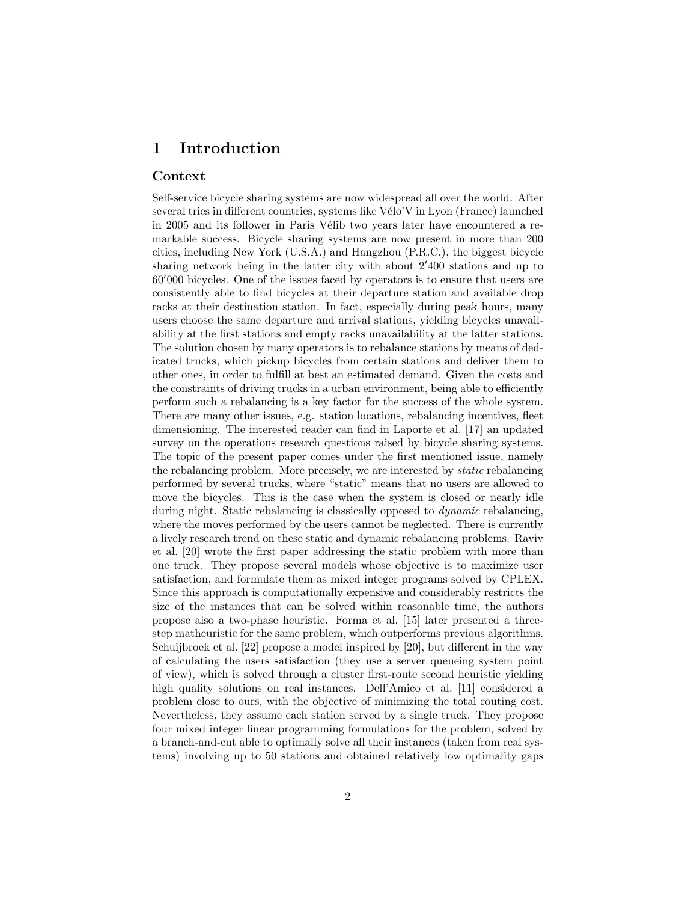# 1 Introduction

## Context

Self-service bicycle sharing systems are now widespread all over the world. After several tries in different countries, systems like Vélo'V in Lyon (France) launched in 2005 and its follower in Paris Vélib two years later have encountered a remarkable success. Bicycle sharing systems are now present in more than 200 cities, including New York (U.S.A.) and Hangzhou (P.R.C.), the biggest bicycle sharing network being in the latter city with about 2′400 stations and up to 60′000 bicycles. One of the issues faced by operators is to ensure that users are consistently able to find bicycles at their departure station and available drop racks at their destination station. In fact, especially during peak hours, many users choose the same departure and arrival stations, yielding bicycles unavailability at the first stations and empty racks unavailability at the latter stations. The solution chosen by many operators is to rebalance stations by means of dedicated trucks, which pickup bicycles from certain stations and deliver them to other ones, in order to fulfill at best an estimated demand. Given the costs and the constraints of driving trucks in a urban environment, being able to efficiently perform such a rebalancing is a key factor for the success of the whole system. There are many other issues, e.g. station locations, rebalancing incentives, fleet dimensioning. The interested reader can find in Laporte et al. [17] an updated survey on the operations research questions raised by bicycle sharing systems. The topic of the present paper comes under the first mentioned issue, namely the rebalancing problem. More precisely, we are interested by *static* rebalancing performed by several trucks, where "static" means that no users are allowed to move the bicycles. This is the case when the system is closed or nearly idle during night. Static rebalancing is classically opposed to *dynamic* rebalancing, where the moves performed by the users cannot be neglected. There is currently a lively research trend on these static and dynamic rebalancing problems. Raviv et al. [20] wrote the first paper addressing the static problem with more than one truck. They propose several models whose objective is to maximize user satisfaction, and formulate them as mixed integer programs solved by CPLEX. Since this approach is computationally expensive and considerably restricts the size of the instances that can be solved within reasonable time, the authors propose also a two-phase heuristic. Forma et al. [15] later presented a three-step matheuristic for the same problem, which outperforms previous algorithms. Schuijbroek et al. [22] propose a model inspired by [20], but different in the way of calculating the users satisfaction (they use a server queueing system point of view), which is solved through a cluster first-route second heuristic yielding high quality solutions on real instances. Dell'Amico et al. [11] considered a problem close to ours, with the objective of minimizing the total routing cost. Nevertheless, they assume each station served by a single truck. They propose four mixed integer linear programming formulations for the problem, solved by a branch-and-cut able to optimally solve all their instances (taken from real systems) involving up to 50 stations and obtained relatively low optimality gaps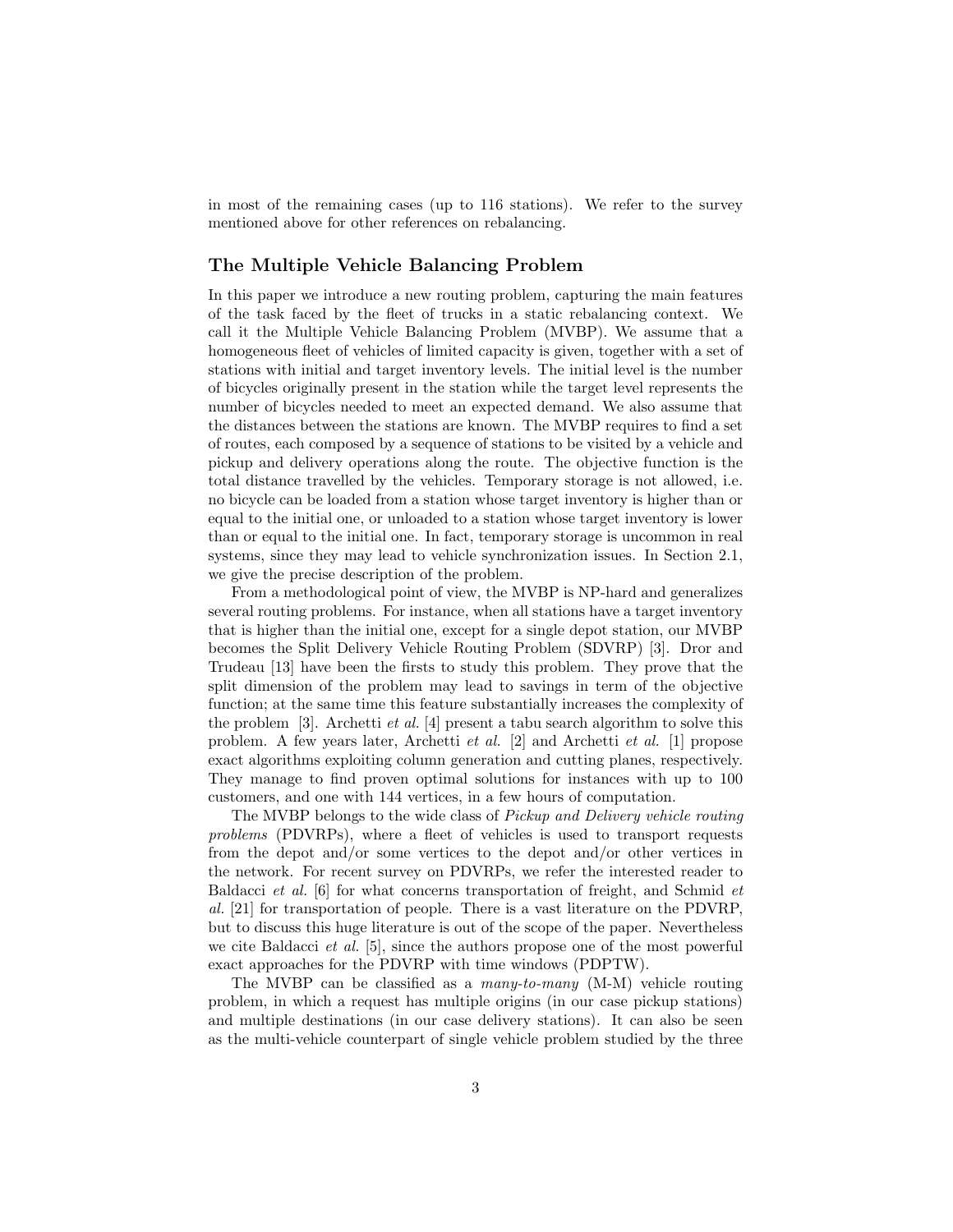in most of the remaining cases (up to 116 stations). We refer to the survey mentioned above for other references on rebalancing.

### The Multiple Vehicle Balancing Problem

In this paper we introduce a new routing problem, capturing the main features of the task faced by the fleet of trucks in a static rebalancing context. We call it the Multiple Vehicle Balancing Problem (MVBP). We assume that a homogeneous fleet of vehicles of limited capacity is given, together with a set of stations with initial and target inventory levels. The initial level is the number of bicycles originally present in the station while the target level represents the number of bicycles needed to meet an expected demand. We also assume that the distances between the stations are known. The MVBP requires to find a set of routes, each composed by a sequence of stations to be visited by a vehicle and pickup and delivery operations along the route. The objective function is the total distance travelled by the vehicles. Temporary storage is not allowed, i.e. no bicycle can be loaded from a station whose target inventory is higher than or equal to the initial one, or unloaded to a station whose target inventory is lower than or equal to the initial one. In fact, temporary storage is uncommon in real systems, since they may lead to vehicle synchronization issues. In Section 2.1, we give the precise description of the problem.

From a methodological point of view, the MVBP is NP-hard and generalizes several routing problems. For instance, when all stations have a target inventory that is higher than the initial one, except for a single depot station, our MVBP becomes the Split Delivery Vehicle Routing Problem (SDVRP) [3]. Dror and Trudeau [13] have been the firsts to study this problem. They prove that the split dimension of the problem may lead to savings in term of the objective function; at the same time this feature substantially increases the complexity of the problem [3]. Archetti *et al.* [4] present a tabu search algorithm to solve this problem. A few years later, Archetti *et al.* [2] and Archetti *et al.* [1] propose exact algorithms exploiting column generation and cutting planes, respectively. They manage to find proven optimal solutions for instances with up to 100 customers, and one with 144 vertices, in a few hours of computation.

The MVBP belongs to the wide class of *Pickup and Delivery vehicle routing problems* (PDVRPs), where a fleet of vehicles is used to transport requests from the depot and/or some vertices to the depot and/or other vertices in the network. For recent survey on PDVRPs, we refer the interested reader to Baldacci *et al.* [6] for what concerns transportation of freight, and Schmid *et al.* [21] for transportation of people. There is a vast literature on the PDVRP, but to discuss this huge literature is out of the scope of the paper. Nevertheless we cite Baldacci *et al.* [5], since the authors propose one of the most powerful exact approaches for the PDVRP with time windows (PDPTW).

The MVBP can be classified as a *many-to-many* (M-M) vehicle routing problem, in which a request has multiple origins (in our case pickup stations) and multiple destinations (in our case delivery stations). It can also be seen as the multi-vehicle counterpart of single vehicle problem studied by the three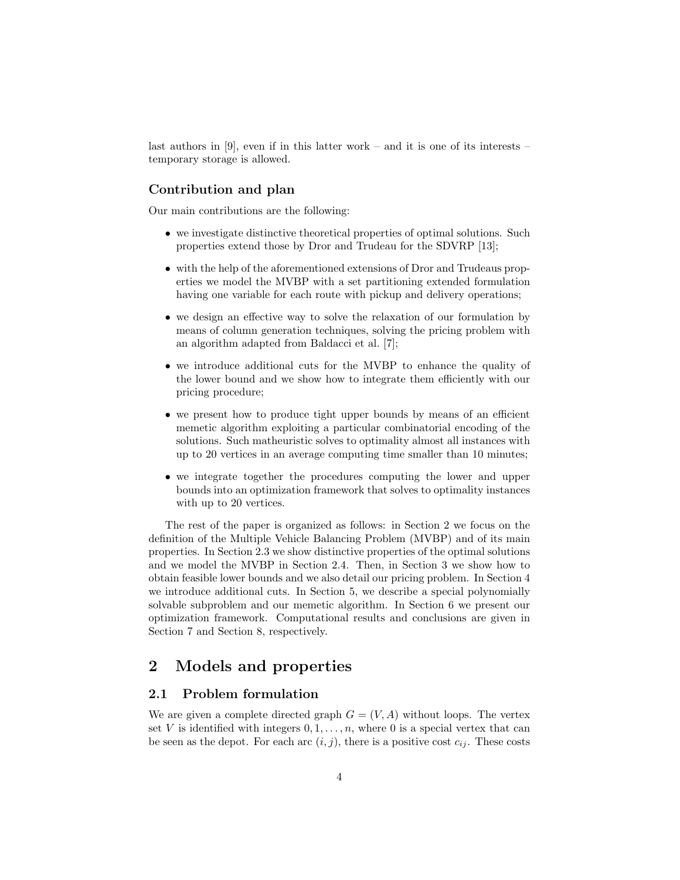last authors in [9], even if in this latter work – and it is one of its interests – temporary storage is allowed.

### Contribution and plan

Our main contributions are the following:

- we investigate distinctive theoretical properties of optimal solutions. Such properties extend those by Dror and Trudeau for the SDVRP [13];
- with the help of the aforementioned extensions of Dror and Trudeaus properties we model the MVBP with a set partitioning extended formulation having one variable for each route with pickup and delivery operations;
- we design an effective way to solve the relaxation of our formulation by means of column generation techniques, solving the pricing problem with an algorithm adapted from Baldacci et al. [7];
- we introduce additional cuts for the MVBP to enhance the quality of the lower bound and we show how to integrate them efficiently with our pricing procedure;
- we present how to produce tight upper bounds by means of an efficient memetic algorithm exploiting a particular combinatorial encoding of the solutions. Such matheuristic solves to optimality almost all instances with up to 20 vertices in an average computing time smaller than 10 minutes;
- we integrate together the procedures computing the lower and upper bounds into an optimization framework that solves to optimality instances with up to 20 vertices.

The rest of the paper is organized as follows: in Section 2 we focus on the definition of the Multiple Vehicle Balancing Problem (MVBP) and of its main properties. In Section 2.3 we show distinctive properties of the optimal solutions and we model the MVBP in Section 2.4. Then, in Section 3 we show how to obtain feasible lower bounds and we also detail our pricing problem. In Section 4 we introduce additional cuts. In Section 5, we describe a special polynomially solvable subproblem and our memetic algorithm. In Section 6 we present our optimization framework. Computational results and conclusions are given in Section 7 and Section 8, respectively.

## 2 Models and properties

### 2.1 Problem formulation

We are given a complete directed graph $G = (V, A)$ without loops. The vertex set $V$ is identified with integers $0, 1, \ldots, n$, where 0 is a special vertex that can be seen as the depot. For each arc $(i, j)$, there is a positive cost $c_{ij}$. These costs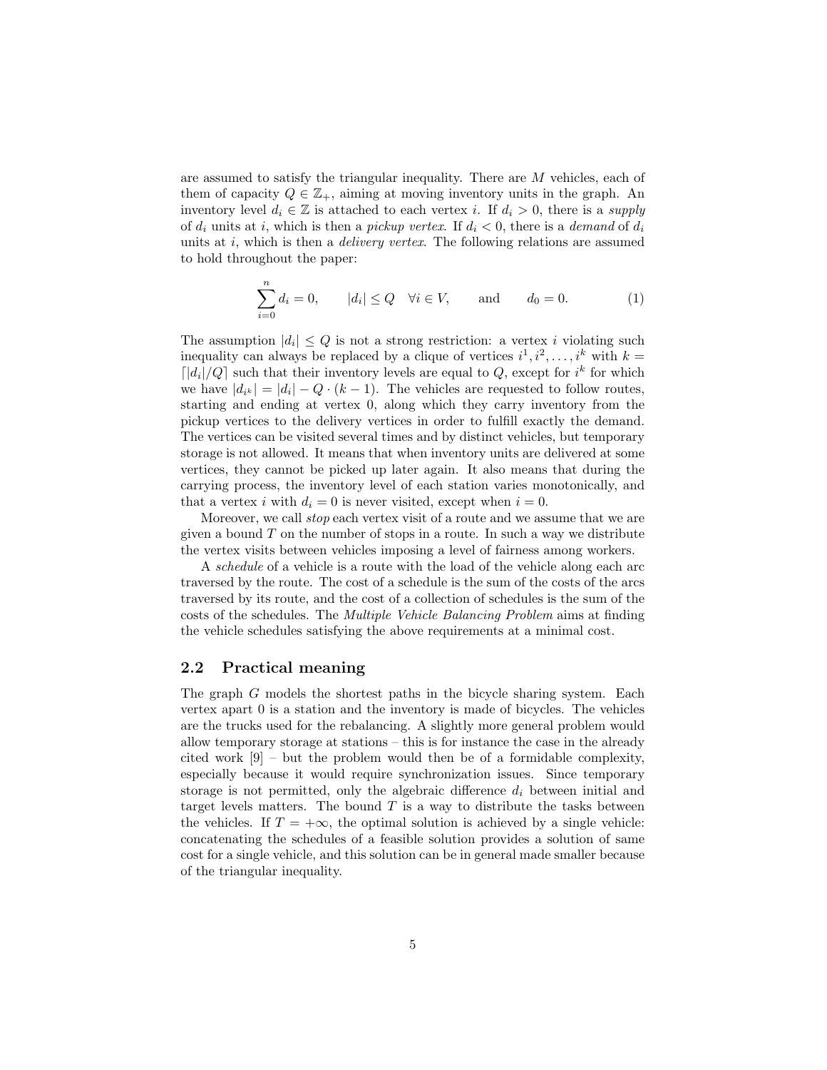are assumed to satisfy the triangular inequality. There are $M$ vehicles, each of them of capacity $Q \in \mathbb{Z}_+$, aiming at moving inventory units in the graph. An inventory level $d_i \in \mathbb{Z}$ is attached to each vertex $i$. If $d_i > 0$, there is a *supply* of $d_i$ units at $i$, which is then a *pickup vertex*. If $d_i < 0$, there is a *demand* of $d_i$ units at $i$, which is then a *delivery vertex*. The following relations are assumed to hold throughout the paper:

$$\sum_{i=0}^{n} d_i = 0, \qquad |d_i| \leq Q \quad \forall i \in V, \qquad \text{and} \qquad d_0 = 0. \tag{1}$$

The assumption $|d_i| \leq Q$ is not a strong restriction: a vertex $i$ violating such inequality can always be replaced by a clique of vertices $i^1, i^2, \ldots, i^k$ with $k = \lceil |d_i|/Q \rceil$ such that their inventory levels are equal to $Q$, except for $i^k$ for which we have $|d_{i^k}| = |d_i| - Q \cdot (k-1)$. The vehicles are requested to follow routes, starting and ending at vertex 0, along which they carry inventory from the pickup vertices to the delivery vertices in order to fulfill exactly the demand. The vertices can be visited several times and by distinct vehicles, but temporary storage is not allowed. It means that when inventory units are delivered at some vertices, they cannot be picked up later again. It also means that during the carrying process, the inventory level of each station varies monotonically, and that a vertex $i$ with $d_i = 0$ is never visited, except when $i = 0$.

Moreover, we call *stop* each vertex visit of a route and we assume that we are given a bound $T$ on the number of stops in a route. In such a way we distribute the vertex visits between vehicles imposing a level of fairness among workers.

A *schedule* of a vehicle is a route with the load of the vehicle along each arc traversed by the route. The cost of a schedule is the sum of the costs of the arcs traversed by its route, and the cost of a collection of schedules is the sum of the costs of the schedules. The *Multiple Vehicle Balancing Problem* aims at finding the vehicle schedules satisfying the above requirements at a minimal cost.

## 2.2 Practical meaning

The graph $G$ models the shortest paths in the bicycle sharing system. Each vertex apart 0 is a station and the inventory is made of bicycles. The vehicles are the trucks used for the rebalancing. A slightly more general problem would allow temporary storage at stations – this is for instance the case in the already cited work [9] – but the problem would then be of a formidable complexity, especially because it would require synchronization issues. Since temporary storage is not permitted, only the algebraic difference $d_i$ between initial and target levels matters. The bound $T$ is a way to distribute the tasks between the vehicles. If $T = +\infty$, the optimal solution is achieved by a single vehicle: concatenating the schedules of a feasible solution provides a solution of same cost for a single vehicle, and this solution can be in general made smaller because of the triangular inequality.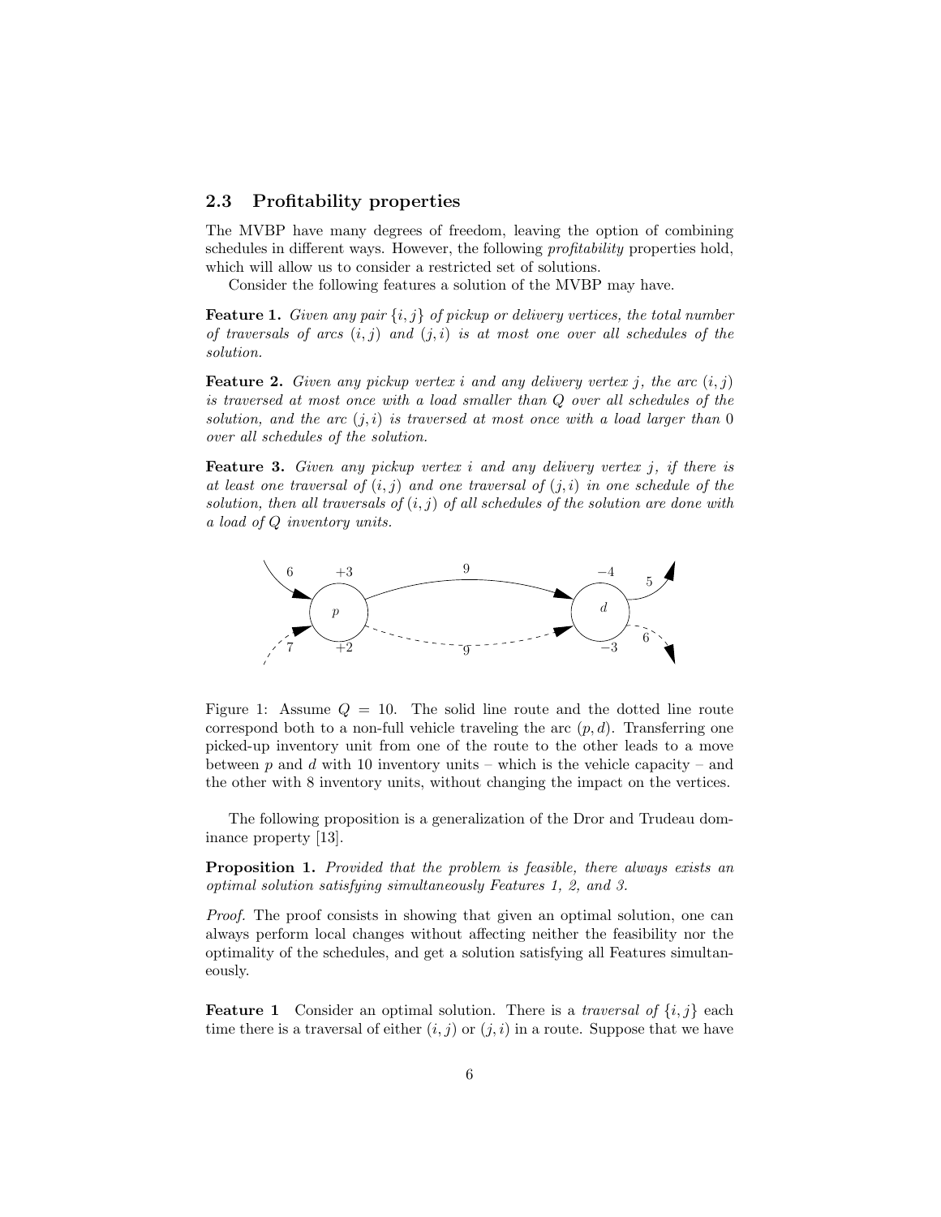### 2.3 Profitability properties

The MVBP have many degrees of freedom, leaving the option of combining schedules in different ways. However, the following *profitability* properties hold, which will allow us to consider a restricted set of solutions.

Consider the following features a solution of the MVBP may have.

**Feature 1.** *Given any pair $\{i, j\}$ of pickup or delivery vertices, the total number of traversals of arcs $(i, j)$ and $(j, i)$ is at most one over all schedules of the solution.*

**Feature 2.** *Given any pickup vertex $i$ and any delivery vertex $j$, the arc $(i, j)$ is traversed at most once with a load smaller than $Q$ over all schedules of the solution, and the arc $(j, i)$ is traversed at most once with a load larger than 0 over all schedules of the solution.*

**Feature 3.** *Given any pickup vertex $i$ and any delivery vertex $j$, if there is at least one traversal of $(i, j)$ and one traversal of $(j, i)$ in one schedule of the solution, then all traversals of $(i, j)$ of all schedules of the solution are done with a load of $Q$ inventory units.*

Figure 1: Assume $Q = 10$. The solid line route and the dotted line route correspond both to a non-full vehicle traveling the arc $(p, d)$. Transferring one picked-up inventory unit from one of the route to the other leads to a move between $p$ and $d$ with 10 inventory units – which is the vehicle capacity – and the other with 8 inventory units, without changing the impact on the vertices.

The following proposition is a generalization of the Dror and Trudeau dominance property [13].

**Proposition 1.** *Provided that the problem is feasible, there always exists an optimal solution satisfying simultaneously Features 1, 2, and 3.*

*Proof.* The proof consists in showing that given an optimal solution, one can always perform local changes without affecting neither the feasibility nor the optimality of the schedules, and get a solution satisfying all Features simultaneously.

**Feature 1** Consider an optimal solution. There is a *traversal of* $\{i, j\}$ each time there is a traversal of either $(i, j)$ or $(j, i)$ in a route. Suppose that we have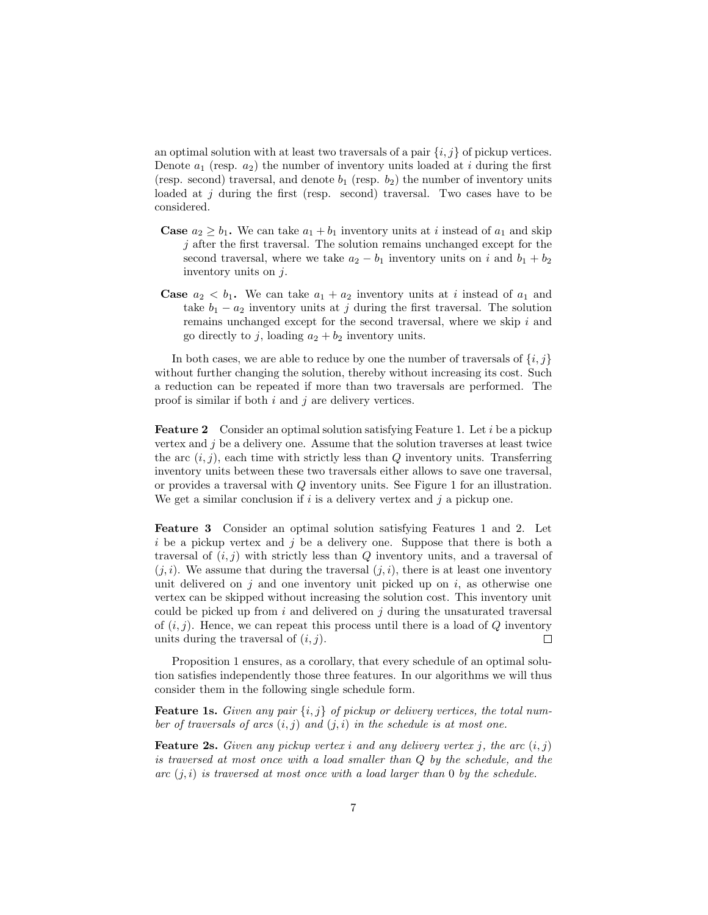an optimal solution with at least two traversals of a pair $\{i, j\}$ of pickup vertices. Denote $a_1$ (resp. $a_2$) the number of inventory units loaded at $i$ during the first (resp. second) traversal, and denote $b_1$ (resp. $b_2$) the number of inventory units loaded at $j$ during the first (resp. second) traversal. Two cases have to be considered.

- **Case $a_2 \geq b_1$.** We can take $a_1 + b_1$ inventory units at $i$ instead of $a_1$ and skip $j$ after the first traversal. The solution remains unchanged except for the second traversal, where we take $a_2 - b_1$ inventory units on $i$ and $b_1 + b_2$ inventory units on $j$.
- **Case $a_2 < b_1$.** We can take $a_1 + a_2$ inventory units at $i$ instead of $a_1$ and take $b_1 - a_2$ inventory units at $j$ during the first traversal. The solution remains unchanged except for the second traversal, where we skip $i$ and go directly to $j$, loading $a_2 + b_2$ inventory units.

In both cases, we are able to reduce by one the number of traversals of $\{i, j\}$ without further changing the solution, thereby without increasing its cost. Such a reduction can be repeated if more than two traversals are performed. The proof is similar if both $i$ and $j$ are delivery vertices.

**Feature 2** Consider an optimal solution satisfying Feature 1. Let $i$ be a pickup vertex and $j$ be a delivery one. Assume that the solution traverses at least twice the arc $(i, j)$, each time with strictly less than $Q$ inventory units. Transferring inventory units between these two traversals either allows to save one traversal, or provides a traversal with $Q$ inventory units. See Figure 1 for an illustration. We get a similar conclusion if $i$ is a delivery vertex and $j$ a pickup one.

**Feature 3** Consider an optimal solution satisfying Features 1 and 2. Let $i$ be a pickup vertex and $j$ be a delivery one. Suppose that there is both a traversal of $(i, j)$ with strictly less than $Q$ inventory units, and a traversal of $(j, i)$. We assume that during the traversal $(j, i)$, there is at least one inventory unit delivered on $j$ and one inventory unit picked up on $i$, as otherwise one vertex can be skipped without increasing the solution cost. This inventory unit could be picked up from $i$ and delivered on $j$ during the unsaturated traversal of $(i, j)$. Hence, we can repeat this process until there is a load of $Q$ inventory units during the traversal of $(i, j)$. $\square$

Proposition 1 ensures, as a corollary, that every schedule of an optimal solution satisfies independently those three features. In our algorithms we will thus consider them in the following single schedule form.

**Feature 1s.** *Given any pair $\{i, j\}$ of pickup or delivery vertices, the total number of traversals of arcs $(i, j)$ and $(j, i)$ in the schedule is at most one.*

**Feature 2s.** *Given any pickup vertex $i$ and any delivery vertex $j$, the arc $(i, j)$ is traversed at most once with a load smaller than $Q$ by the schedule, and the arc $(j, i)$ is traversed at most once with a load larger than $0$ by the schedule.*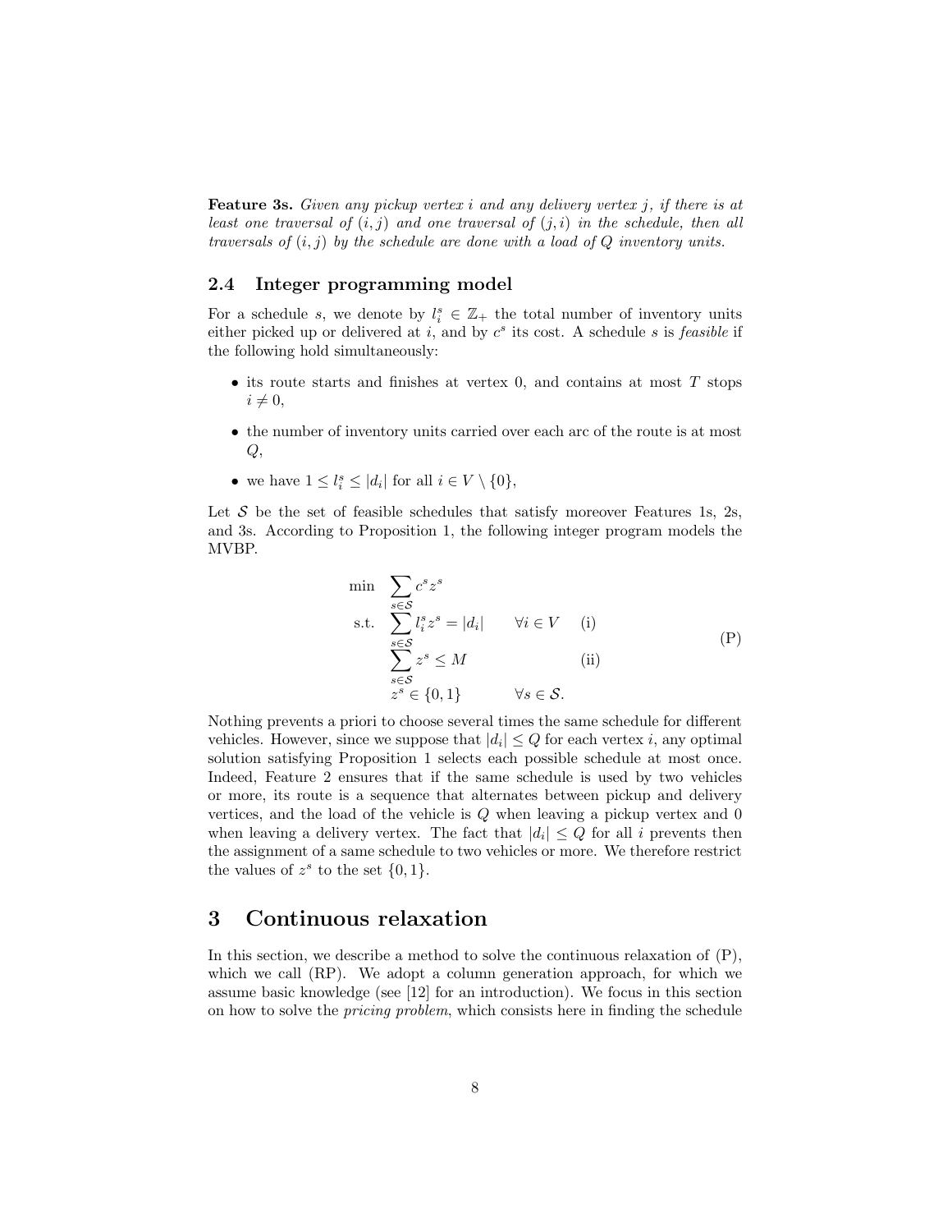**Feature 3s.** *Given any pickup vertex $i$ and any delivery vertex $j$, if there is at least one traversal of $(i, j)$ and one traversal of $(j, i)$ in the schedule, then all traversals of $(i, j)$ by the schedule are done with a load of $Q$ inventory units.*

## 2.4 Integer programming model

For a schedule $s$, we denote by $l_i^s \in \mathbb{Z}_+$ the total number of inventory units either picked up or delivered at $i$, and by $c^s$ its cost. A schedule $s$ is *feasible* if the following hold simultaneously:

- its route starts and finishes at vertex 0, and contains at most $T$ stops $i \neq 0$,
- the number of inventory units carried over each arc of the route is at most $Q$,
- we have $1 \leq l_i^s \leq |d_i|$ for all $i \in V \setminus \{0\}$,

Let $\mathcal{S}$ be the set of feasible schedules that satisfy moreover Features 1s, 2s, and 3s. According to Proposition 1, the following integer program models the MVBP.

$$
\begin{array}{llll}
\min & \displaystyle\sum_{s \in \mathcal{S}} c^s z^s & & \\
\text{s.t.} & \displaystyle\sum_{s \in \mathcal{S}} l_i^s z^s = |d_i| & \forall i \in V & \text{(i)} \\
& \displaystyle\sum_{s \in \mathcal{S}} z^s \leq M & & \text{(ii)} \\
& z^s \in \{0, 1\} & \forall s \in \mathcal{S}. &
\end{array}
\tag{P}
$$

Nothing prevents a priori to choose several times the same schedule for different vehicles. However, since we suppose that $|d_i| \leq Q$ for each vertex $i$, any optimal solution satisfying Proposition 1 selects each possible schedule at most once. Indeed, Feature 2 ensures that if the same schedule is used by two vehicles or more, its route is a sequence that alternates between pickup and delivery vertices, and the load of the vehicle is $Q$ when leaving a pickup vertex and 0 when leaving a delivery vertex. The fact that $|d_i| \leq Q$ for all $i$ prevents then the assignment of a same schedule to two vehicles or more. We therefore restrict the values of $z^s$ to the set $\{0, 1\}$.

# 3 Continuous relaxation

In this section, we describe a method to solve the continuous relaxation of (P), which we call (RP). We adopt a column generation approach, for which we assume basic knowledge (see [12] for an introduction). We focus in this section on how to solve the *pricing problem*, which consists here in finding the schedule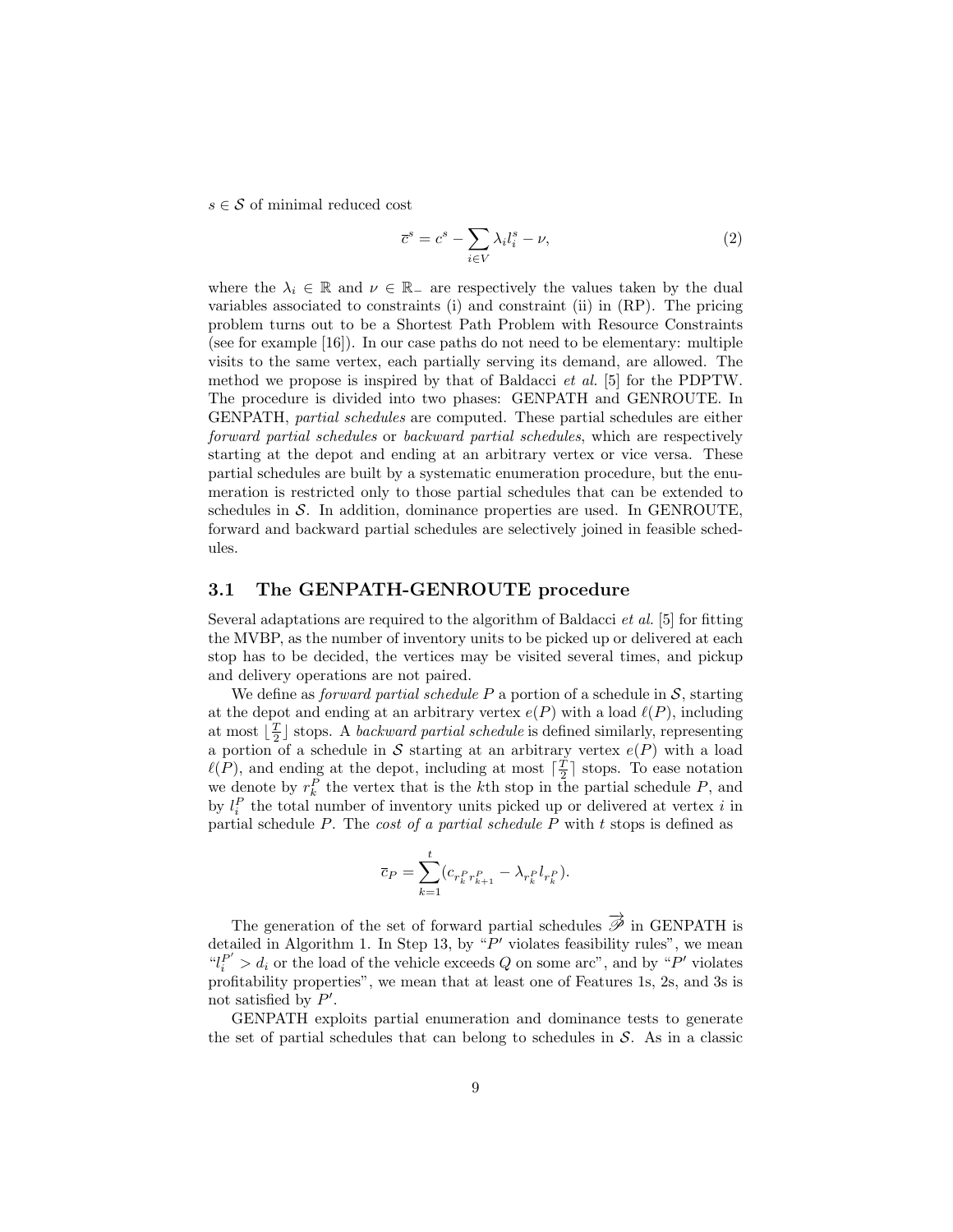$s \in \mathcal{S}$ of minimal reduced cost

$$\overline{c}^s = c^s - \sum_{i \in V} \lambda_i l_i^s - \nu, \tag{2}$$

where the $\lambda_i \in \mathbb{R}$ and $\nu \in \mathbb{R}_-$ are respectively the values taken by the dual variables associated to constraints (i) and constraint (ii) in (RP). The pricing problem turns out to be a Shortest Path Problem with Resource Constraints (see for example [16]). In our case paths do not need to be elementary: multiple visits to the same vertex, each partially serving its demand, are allowed. The method we propose is inspired by that of Baldacci *et al.* [5] for the PDPTW. The procedure is divided into two phases: GENPATH and GENROUTE. In GENPATH, *partial schedules* are computed. These partial schedules are either *forward partial schedules* or *backward partial schedules*, which are respectively starting at the depot and ending at an arbitrary vertex or vice versa. These partial schedules are built by a systematic enumeration procedure, but the enumeration is restricted only to those partial schedules that can be extended to schedules in $\mathcal{S}$. In addition, dominance properties are used. In GENROUTE, forward and backward partial schedules are selectively joined in feasible schedules.

### 3.1 The GENPATH-GENROUTE procedure

Several adaptations are required to the algorithm of Baldacci *et al.* [5] for fitting the MVBP, as the number of inventory units to be picked up or delivered at each stop has to be decided, the vertices may be visited several times, and pickup and delivery operations are not paired.

We define as *forward partial schedule* $P$ a portion of a schedule in $\mathcal{S}$, starting at the depot and ending at an arbitrary vertex $e(P)$ with a load $\ell(P)$, including at most $\lfloor \frac{T}{2} \rfloor$ stops. A *backward partial schedule* is defined similarly, representing a portion of a schedule in $\mathcal{S}$ starting at an arbitrary vertex $e(P)$ with a load $\ell(P)$, and ending at the depot, including at most $\lceil \frac{T}{2} \rceil$ stops. To ease notation we denote by $r_k^P$ the vertex that is the $k$th stop in the partial schedule $P$, and by $l_i^P$ the total number of inventory units picked up or delivered at vertex $i$ in partial schedule $P$. The *cost of a partial schedule* $P$ with $t$ stops is defined as

$$\overline{c}_P = \sum_{k=1}^{t} (c_{r_k^P r_{k+1}^P} - \lambda_{r_k^P} l_{r_k^P}).$$

The generation of the set of forward partial schedules $\overrightarrow{\mathscr{P}}$ in GENPATH is detailed in Algorithm 1. In Step 13, by "$P'$ violates feasibility rules", we mean "$l_i^{P'} > d_i$ or the load of the vehicle exceeds $Q$ on some arc", and by "$P'$ violates profitability properties", we mean that at least one of Features 1s, 2s, and 3s is not satisfied by $P'$.

GENPATH exploits partial enumeration and dominance tests to generate the set of partial schedules that can belong to schedules in $\mathcal{S}$. As in a classic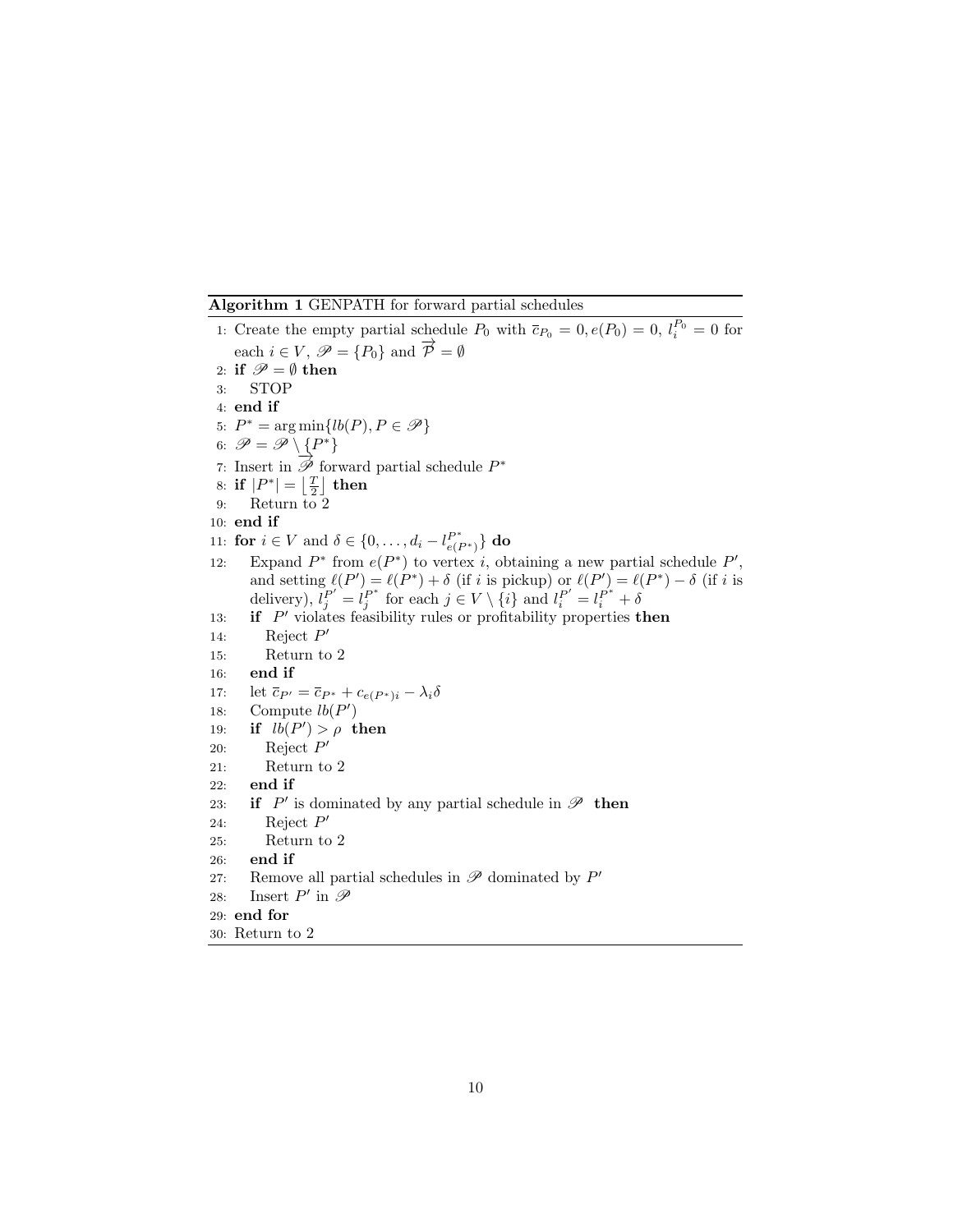**Algorithm 1** GENPATH for forward partial schedules

1: Create the empty partial schedule $P_0$ with $\overline{c}_{P_0} = 0, e(P_0) = 0$, $l_i^{P_0} = 0$ for each $i \in V$, $\mathscr{P} = \{P_0\}$ and $\overrightarrow{\mathcal{P}} = \emptyset$
2: **if** $\mathscr{P} = \emptyset$ **then**
3: STOP
4: **end if**
5: $P^* = \arg\min\{lb(P), P \in \mathscr{P}\}$
6: $\mathscr{P} = \mathscr{P} \setminus \{P^*\}$
7: Insert in $\overrightarrow{\mathscr{P}}$ forward partial schedule $P^*$
8: **if** $|P^*| = \left\lfloor \frac{T}{2} \right\rfloor$ **then**
9: Return to 2
10: **end if**
11: **for** $i \in V$ and $\delta \in \{0, \ldots, d_i - l_{e(P^*)}^{P^*}\}$ **do**
12: Expand $P^*$ from $e(P^*)$ to vertex $i$, obtaining a new partial schedule $P'$, and setting $\ell(P') = \ell(P^*) + \delta$ (if $i$ is pickup) or $\ell(P') = \ell(P^*) - \delta$ (if $i$ is delivery), $l_j^{P'} = l_j^{P^*}$ for each $j \in V \setminus \{i\}$ and $l_i^{P'} = l_i^{P^*} + \delta$
13: **if** $P'$ violates feasibility rules or profitability properties **then**
14: Reject $P'$
15: Return to 2
16: **end if**
17: let $\overline{c}_{P'} = \overline{c}_{P^*} + c_{e(P^*)i} - \lambda_i \delta$
18: Compute $lb(P')$
19: **if** $lb(P') > \rho$ **then**
20: Reject $P'$
21: Return to 2
22: **end if**
23: **if** $P'$ is dominated by any partial schedule in $\mathscr{P}$ **then**
24: Reject $P'$
25: Return to 2
26: **end if**
27: Remove all partial schedules in $\mathscr{P}$ dominated by $P'$
28: Insert $P'$ in $\mathscr{P}$
29: **end for**
30: Return to 2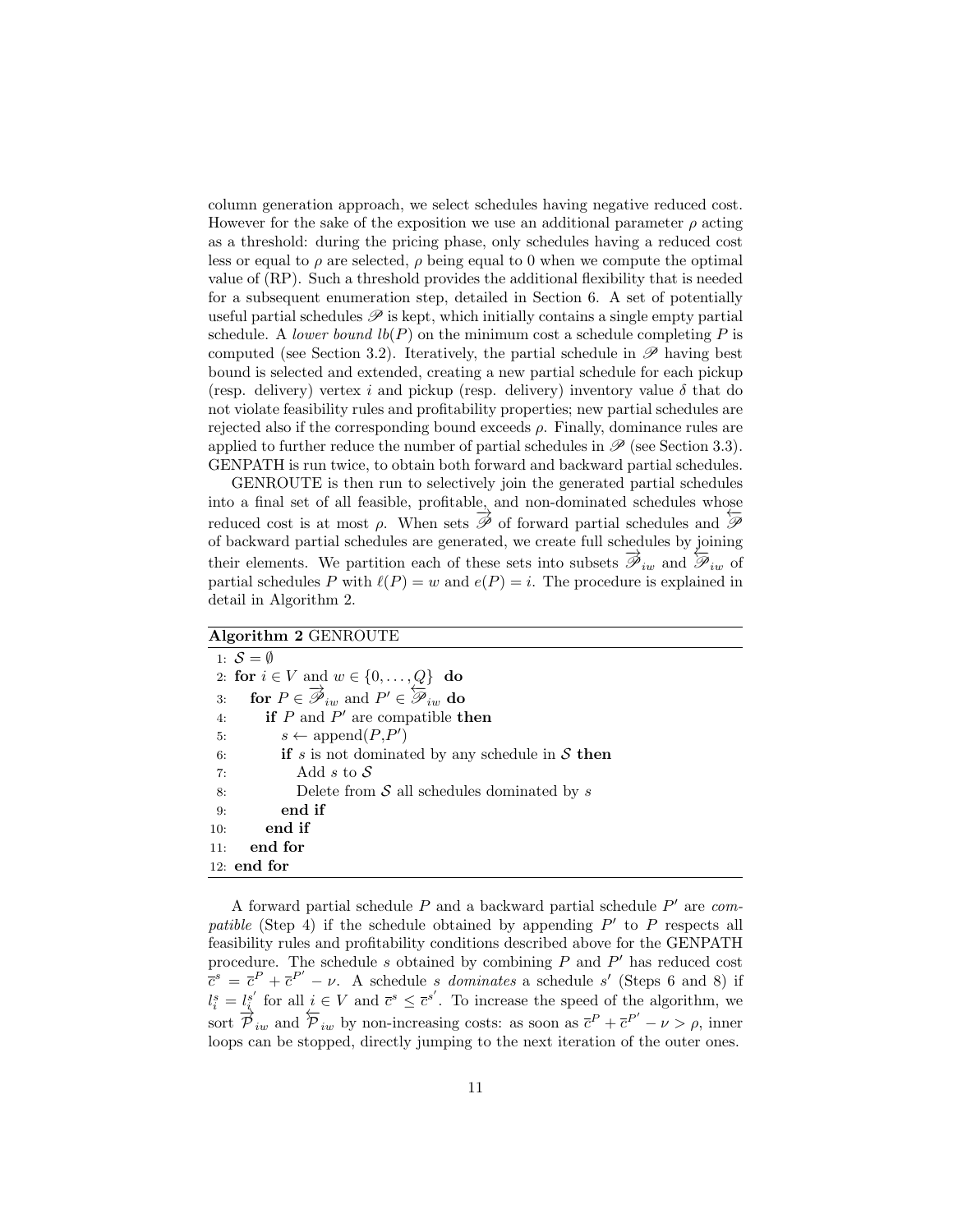column generation approach, we select schedules having negative reduced cost. However for the sake of the exposition we use an additional parameter $\rho$ acting as a threshold: during the pricing phase, only schedules having a reduced cost less or equal to $\rho$ are selected, $\rho$ being equal to 0 when we compute the optimal value of (RP). Such a threshold provides the additional flexibility that is needed for a subsequent enumeration step, detailed in Section 6. A set of potentially useful partial schedules $\mathscr{P}$ is kept, which initially contains a single empty partial schedule. A *lower bound* $lb(P)$ on the minimum cost a schedule completing $P$ is computed (see Section 3.2). Iteratively, the partial schedule in $\mathscr{P}$ having best bound is selected and extended, creating a new partial schedule for each pickup (resp. delivery) vertex $i$ and pickup (resp. delivery) inventory value $\delta$ that do not violate feasibility rules and profitability properties; new partial schedules are rejected also if the corresponding bound exceeds $\rho$. Finally, dominance rules are applied to further reduce the number of partial schedules in $\mathscr{P}$ (see Section 3.3). GENPATH is run twice, to obtain both forward and backward partial schedules.

GENROUTE is then run to selectively join the generated partial schedules into a final set of all feasible, profitable, and non-dominated schedules whose reduced cost is at most $\rho$. When sets $\overrightarrow{\mathscr{P}}$ of forward partial schedules and $\overleftarrow{\mathscr{P}}$ of backward partial schedules are generated, we create full schedules by joining their elements. We partition each of these sets into subsets $\overrightarrow{\mathscr{P}}_{iw}$ and $\overleftarrow{\mathscr{P}}_{iw}$ of partial schedules $P$ with $\ell(P) = w$ and $e(P) = i$. The procedure is explained in detail in Algorithm 2.

**Algorithm 2** GENROUTE

```
1:  S = ∅
2:  for i ∈ V and w ∈ {0, ..., Q} do
3:      for P ∈ →P_iw and P' ∈ ←P_iw do
4:          if P and P' are compatible then
5:              s ← append(P,P')
6:              if s is not dominated by any schedule in S then
7:                  Add s to S
8:                  Delete from S all schedules dominated by s
9:              end if
10:         end if
11:     end for
12: end for
```

A forward partial schedule $P$ and a backward partial schedule $P'$ are *compatible* (Step 4) if the schedule obtained by appending $P'$ to $P$ respects all feasibility rules and profitability conditions described above for the GENPATH procedure. The schedule $s$ obtained by combining $P$ and $P'$ has reduced cost $\bar{c}^s = \bar{c}^P + \bar{c}^{P'} - \nu$. A schedule $s$ *dominates* a schedule $s'$ (Steps 6 and 8) if $l_i^s = l_i^{s'}$ for all $i \in V$ and $\bar{c}^s \leq \bar{c}^{s'}$. To increase the speed of the algorithm, we sort $\overrightarrow{\mathcal{P}}_{iw}$ and $\overleftarrow{\mathcal{P}}_{iw}$ by non-increasing costs: as soon as $\bar{c}^P + \bar{c}^{P'} - \nu > \rho$, inner loops can be stopped, directly jumping to the next iteration of the outer ones.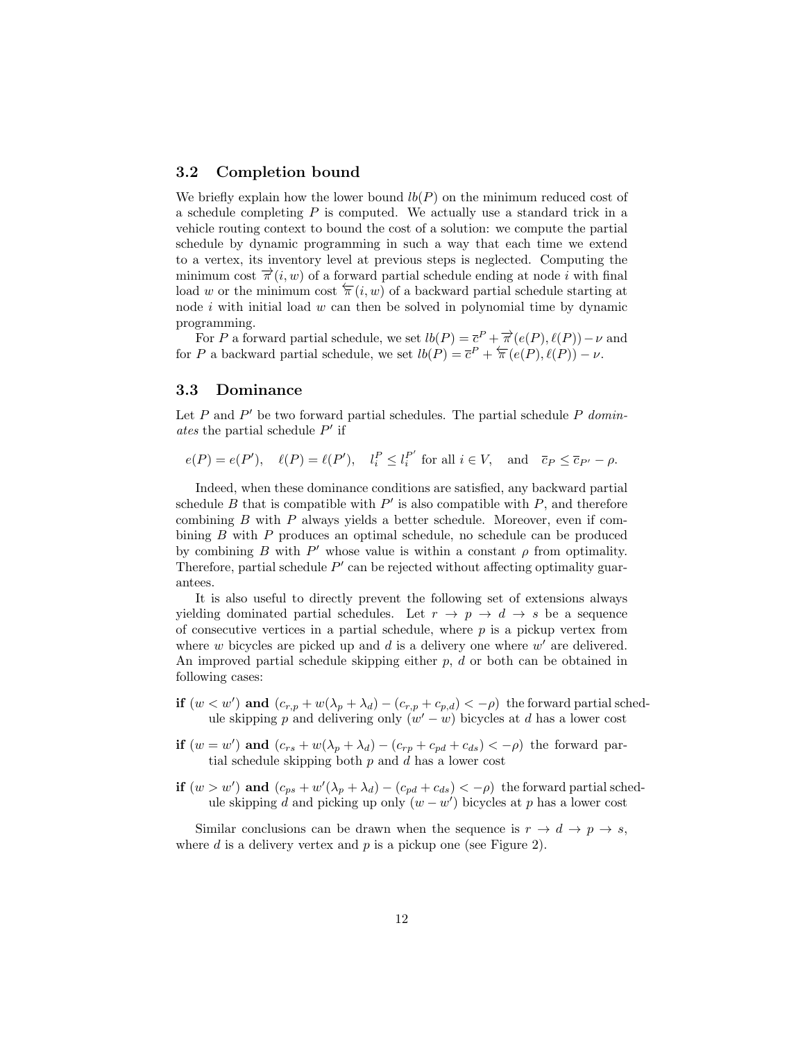### 3.2 Completion bound

We briefly explain how the lower bound $lb(P)$ on the minimum reduced cost of a schedule completing $P$ is computed. We actually use a standard trick in a vehicle routing context to bound the cost of a solution: we compute the partial schedule by dynamic programming in such a way that each time we extend to a vertex, its inventory level at previous steps is neglected. Computing the minimum cost $\overrightarrow{\pi}(i,w)$ of a forward partial schedule ending at node $i$ with final load $w$ or the minimum cost $\overleftarrow{\pi}(i,w)$ of a backward partial schedule starting at node $i$ with initial load $w$ can then be solved in polynomial time by dynamic programming.

For $P$ a forward partial schedule, we set $lb(P) = \overline{c}^P + \overrightarrow{\pi}(e(P), \ell(P)) - \nu$ and for $P$ a backward partial schedule, we set $lb(P) = \overline{c}^P + \overleftarrow{\pi}(e(P), \ell(P)) - \nu$.

### 3.3 Dominance

Let $P$ and $P'$ be two forward partial schedules. The partial schedule $P$ *dominates* the partial schedule $P'$ if

$$e(P) = e(P'), \quad \ell(P) = \ell(P'), \quad l_i^P \leq l_i^{P'} \text{ for all } i \in V, \quad \text{and} \quad \overline{c}_P \leq \overline{c}_{P'} - \rho.$$

Indeed, when these dominance conditions are satisfied, any backward partial schedule $B$ that is compatible with $P'$ is also compatible with $P$, and therefore combining $B$ with $P$ always yields a better schedule. Moreover, even if combining $B$ with $P$ produces an optimal schedule, no schedule can be produced by combining $B$ with $P'$ whose value is within a constant $\rho$ from optimality. Therefore, partial schedule $P'$ can be rejected without affecting optimality guarantees.

It is also useful to directly prevent the following set of extensions always yielding dominated partial schedules. Let $r \to p \to d \to s$ be a sequence of consecutive vertices in a partial schedule, where $p$ is a pickup vertex from where $w$ bicycles are picked up and $d$ is a delivery one where $w'$ are delivered. An improved partial schedule skipping either $p$, $d$ or both can be obtained in following cases:

**if** $(w < w')$ **and** $(c_{r,p} + w(\lambda_p + \lambda_d) - (c_{r,p} + c_{p,d}) < -\rho)$ the forward partial schedule skipping $p$ and delivering only $(w' - w)$ bicycles at $d$ has a lower cost

**if** $(w = w')$ **and** $(c_{rs} + w(\lambda_p + \lambda_d) - (c_{rp} + c_{pd} + c_{ds}) < -\rho)$ the forward partial schedule skipping both $p$ and $d$ has a lower cost

**if** $(w > w')$ **and** $(c_{ps} + w'(\lambda_p + \lambda_d) - (c_{pd} + c_{ds}) < -\rho)$ the forward partial schedule skipping $d$ and picking up only $(w - w')$ bicycles at $p$ has a lower cost

Similar conclusions can be drawn when the sequence is $r \to d \to p \to s$, where $d$ is a delivery vertex and $p$ is a pickup one (see Figure 2).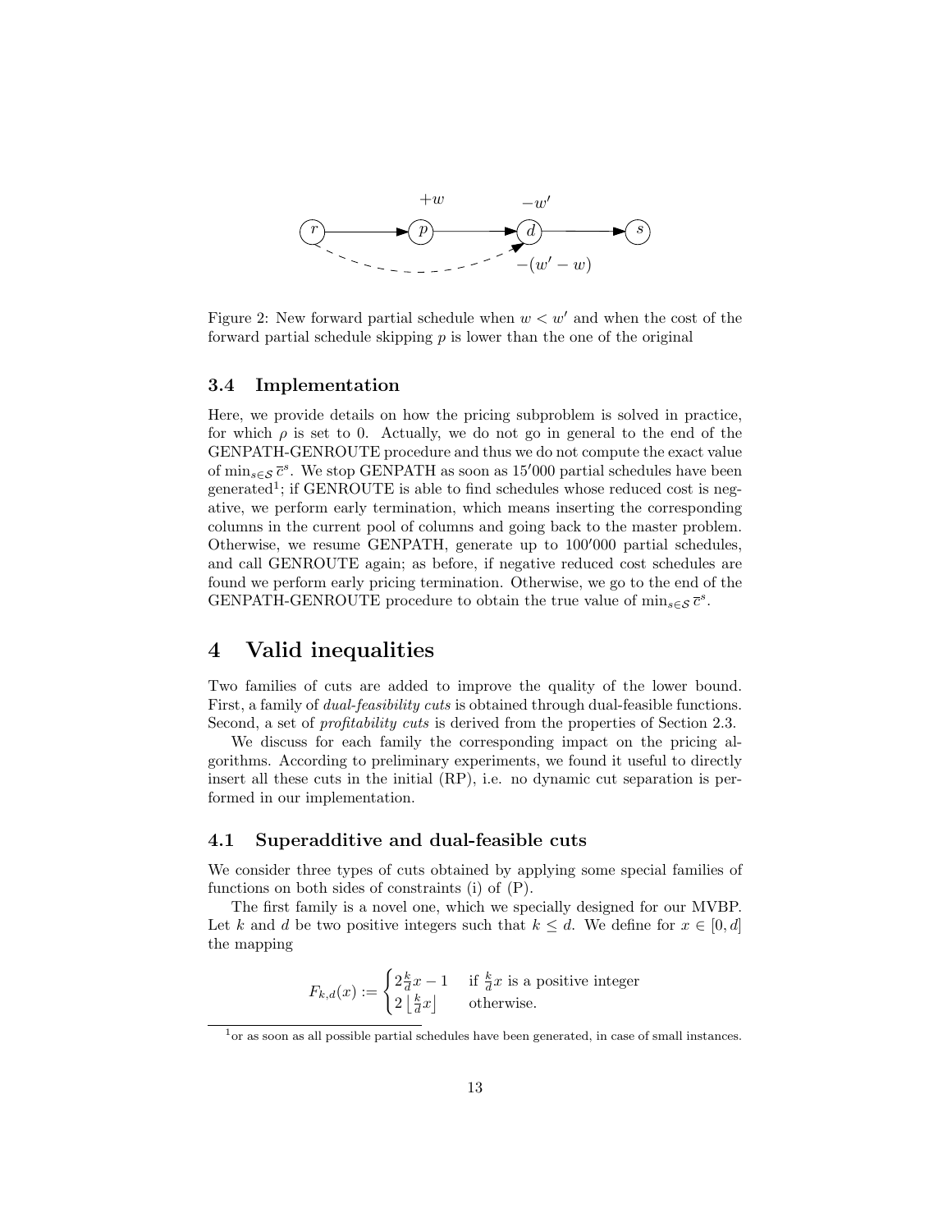Figure 2: New forward partial schedule when $w < w'$ and when the cost of the forward partial schedule skipping $p$ is lower than the one of the original

### 3.4 Implementation

Here, we provide details on how the pricing subproblem is solved in practice, for which $\rho$ is set to 0. Actually, we do not go in general to the end of the GENPATH-GENROUTE procedure and thus we do not compute the exact value of $\min_{s \in \mathcal{S}} \bar{c}^s$. We stop GENPATH as soon as $15'000$ partial schedules have been generated[1]; if GENROUTE is able to find schedules whose reduced cost is negative, we perform early termination, which means inserting the corresponding columns in the current pool of columns and going back to the master problem. Otherwise, we resume GENPATH, generate up to $100'000$ partial schedules, and call GENROUTE again; as before, if negative reduced cost schedules are found we perform early pricing termination. Otherwise, we go to the end of the GENPATH-GENROUTE procedure to obtain the true value of $\min_{s \in \mathcal{S}} \bar{c}^s$.

# 4 Valid inequalities

Two families of cuts are added to improve the quality of the lower bound. First, a family of *dual-feasibility cuts* is obtained through dual-feasible functions. Second, a set of *profitability cuts* is derived from the properties of Section 2.3.

We discuss for each family the corresponding impact on the pricing algorithms. According to preliminary experiments, we found it useful to directly insert all these cuts in the initial (RP), i.e. no dynamic cut separation is performed in our implementation.

## 4.1 Superadditive and dual-feasible cuts

We consider three types of cuts obtained by applying some special families of functions on both sides of constraints (i) of (P).

The first family is a novel one, which we specially designed for our MVBP. Let $k$ and $d$ be two positive integers such that $k \leq d$. We define for $x \in [0, d]$ the mapping

$$F_{k,d}(x) := \begin{cases} 2\frac{k}{d}x - 1 & \text{if } \frac{k}{d}x \text{ is a positive integer} \\ 2\left\lfloor \frac{k}{d}x \right\rfloor & \text{otherwise.} \end{cases}$$

[1] or as soon as all possible partial schedules have been generated, in case of small instances.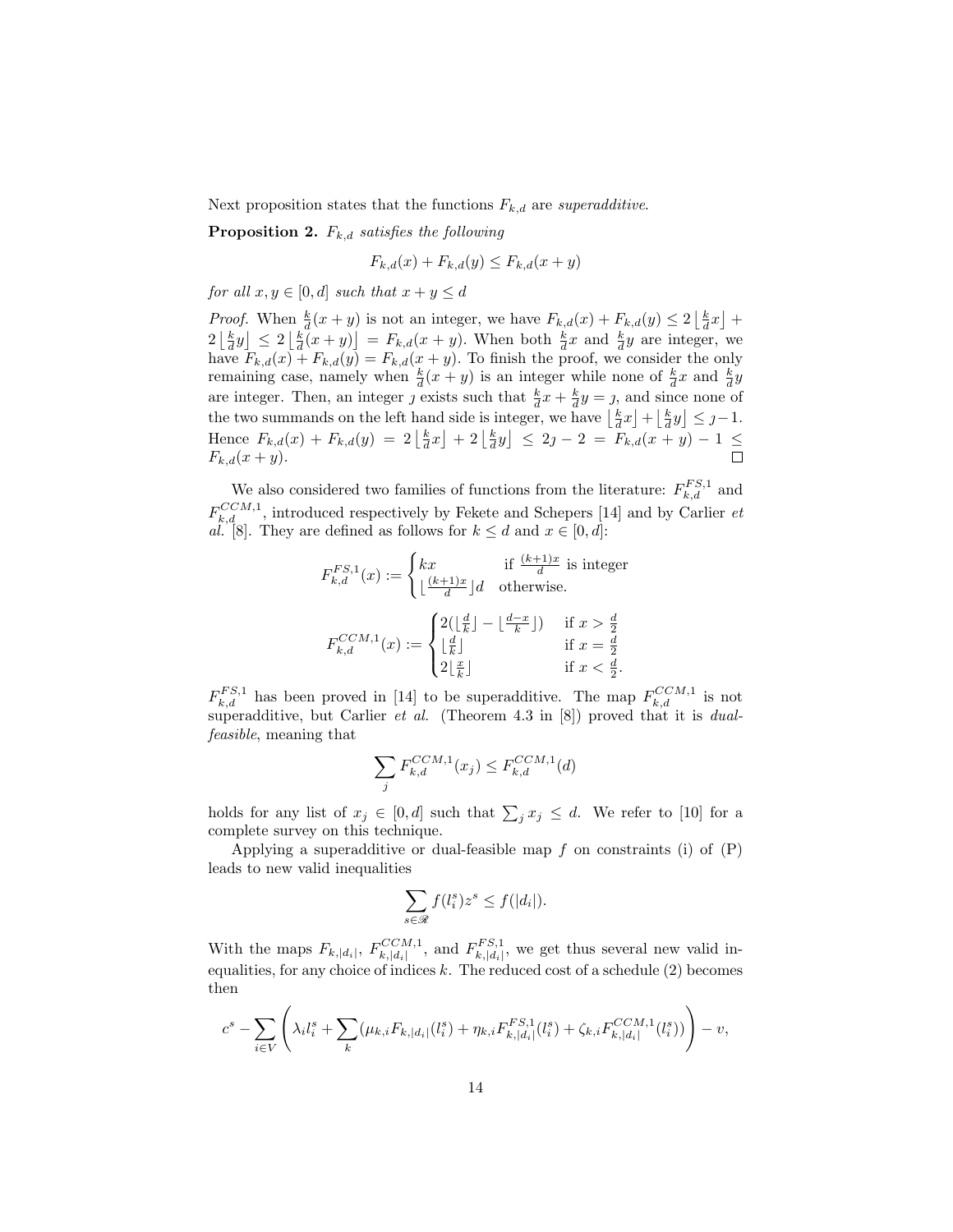Next proposition states that the functions $F_{k,d}$ are *superadditive*.

**Proposition 2.** *$F_{k,d}$ satisfies the following*

$$F_{k,d}(x) + F_{k,d}(y) \leq F_{k,d}(x+y)$$

*for all $x, y \in [0,d]$ such that $x + y \leq d$*

*Proof.* When $\frac{k}{d}(x+y)$ is not an integer, we have $F_{k,d}(x) + F_{k,d}(y) \leq 2\left\lfloor \frac{k}{d}x \right\rfloor + 2\left\lfloor \frac{k}{d}y \right\rfloor \leq 2\left\lfloor \frac{k}{d}(x+y) \right\rfloor = F_{k,d}(x+y)$. When both $\frac{k}{d}x$ and $\frac{k}{d}y$ are integer, we have $F_{k,d}(x) + F_{k,d}(y) = F_{k,d}(x+y)$. To finish the proof, we consider the only remaining case, namely when $\frac{k}{d}(x+y)$ is an integer while none of $\frac{k}{d}x$ and $\frac{k}{d}y$ are integer. Then, an integer $\jmath$ exists such that $\frac{k}{d}x + \frac{k}{d}y = \jmath$, and since none of the two summands on the left hand side is integer, we have $\left\lfloor \frac{k}{d}x \right\rfloor + \left\lfloor \frac{k}{d}y \right\rfloor \leq \jmath - 1$. Hence $F_{k,d}(x) + F_{k,d}(y) = 2\left\lfloor \frac{k}{d}x \right\rfloor + 2\left\lfloor \frac{k}{d}y \right\rfloor \leq 2\jmath - 2 = F_{k,d}(x+y) - 1 \leq F_{k,d}(x+y)$. ☐

We also considered two families of functions from the literature: $F^{FS,1}_{k,d}$ and $F^{CCM,1}_{k,d}$, introduced respectively by Fekete and Schepers [14] and by Carlier *et al.* [8]. They are defined as follows for $k \leq d$ and $x \in [0,d]$:

$$F^{FS,1}_{k,d}(x) := \begin{cases} kx & \text{if } \frac{(k+1)x}{d} \text{ is integer} \\ \lfloor \frac{(k+1)x}{d} \rfloor d & \text{otherwise.} \end{cases}$$

$$F^{CCM,1}_{k,d}(x) := \begin{cases} 2(\lfloor \frac{d}{k} \rfloor - \lfloor \frac{d-x}{k} \rfloor) & \text{if } x > \frac{d}{2} \\ \lfloor \frac{d}{k} \rfloor & \text{if } x = \frac{d}{2} \\ 2\lfloor \frac{x}{k} \rfloor & \text{if } x < \frac{d}{2}. \end{cases}$$

$F^{FS,1}_{k,d}$ has been proved in [14] to be superadditive. The map $F^{CCM,1}_{k,d}$ is not superadditive, but Carlier *et al.* (Theorem 4.3 in [8]) proved that it is *dual-feasible*, meaning that

$$\sum_j F^{CCM,1}_{k,d}(x_j) \leq F^{CCM,1}_{k,d}(d)$$

holds for any list of $x_j \in [0,d]$ such that $\sum_j x_j \leq d$. We refer to [10] for a complete survey on this technique.

Applying a superadditive or dual-feasible map $f$ on constraints (i) of (P) leads to new valid inequalities

$$\sum_{s \in \mathscr{R}} f(l^s_i) z^s \leq f(|d_i|).$$

With the maps $F_{k,|d_i|}$, $F^{CCM,1}_{k,|d_i|}$, and $F^{FS,1}_{k,|d_i|}$, we get thus several new valid inequalities, for any choice of indices $k$. The reduced cost of a schedule (2) becomes then

$$c^s - \sum_{i \in V} \left( \lambda_i l^s_i + \sum_k (\mu_{k,i} F_{k,|d_i|}(l^s_i) + \eta_{k,i} F^{FS,1}_{k,|d_i|}(l^s_i) + \zeta_{k,i} F^{CCM,1}_{k,|d_i|}(l^s_i)) \right) - \upsilon,$$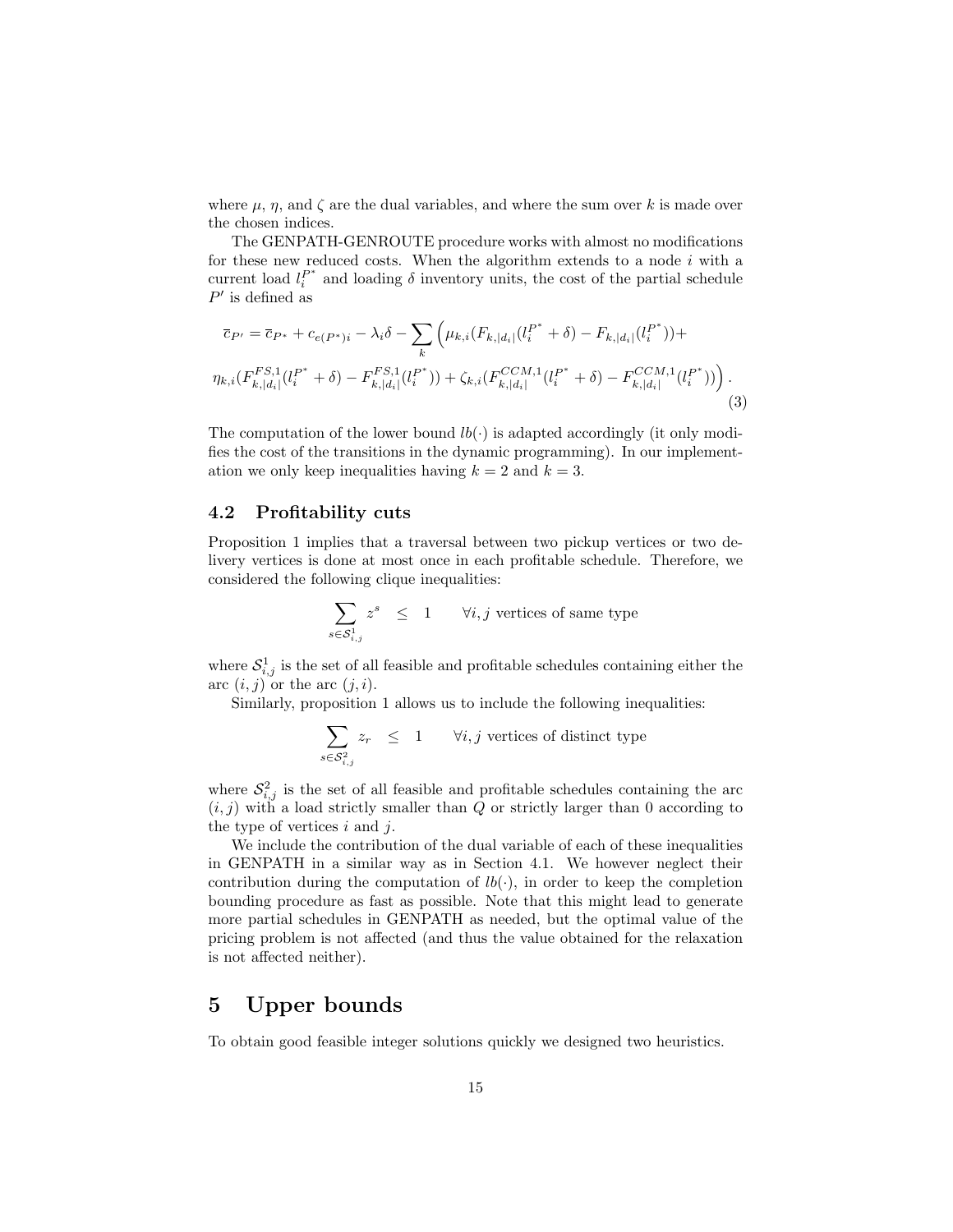where $\mu$, $\eta$, and $\zeta$ are the dual variables, and where the sum over $k$ is made over the chosen indices.

The GENPATH-GENROUTE procedure works with almost no modifications for these new reduced costs. When the algorithm extends to a node $i$ with a current load $l_i^{P^*}$ and loading $\delta$ inventory units, the cost of the partial schedule $P'$ is defined as

$$\overline{c}_{P'} = \overline{c}_{P^*} + c_{e(P^*)i} - \lambda_i \delta - \sum_k \Big( \mu_{k,i}(F_{k,|d_i|}(l_i^{P^*} + \delta) - F_{k,|d_i|}(l_i^{P^*})) +$$
$$\eta_{k,i}(F^{FS,1}_{k,|d_i|}(l_i^{P^*} + \delta) - F^{FS,1}_{k,|d_i|}(l_i^{P^*})) + \zeta_{k,i}(F^{CCM,1}_{k,|d_i|}(l_i^{P^*} + \delta) - F^{CCM,1}_{k,|d_i|}(l_i^{P^*}))\Big). \tag{3}$$

The computation of the lower bound $lb(\cdot)$ is adapted accordingly (it only modifies the cost of the transitions in the dynamic programming). In our implementation we only keep inequalities having $k = 2$ and $k = 3$.

### 4.2 Profitability cuts

Proposition 1 implies that a traversal between two pickup vertices or two delivery vertices is done at most once in each profitable schedule. Therefore, we considered the following clique inequalities:

$$\sum_{s \in \mathcal{S}^1_{i,j}} z^s \quad \leq \quad 1 \qquad \forall i, j \text{ vertices of same type}$$

where $\mathcal{S}^1_{i,j}$ is the set of all feasible and profitable schedules containing either the arc $(i, j)$ or the arc $(j, i)$.

Similarly, proposition 1 allows us to include the following inequalities:

$$\sum_{s \in \mathcal{S}^2_{i,j}} z_r \quad \leq \quad 1 \qquad \forall i, j \text{ vertices of distinct type}$$

where $\mathcal{S}^2_{i,j}$ is the set of all feasible and profitable schedules containing the arc $(i, j)$ with a load strictly smaller than $Q$ or strictly larger than 0 according to the type of vertices $i$ and $j$.

We include the contribution of the dual variable of each of these inequalities in GENPATH in a similar way as in Section 4.1. We however neglect their contribution during the computation of $lb(\cdot)$, in order to keep the completion bounding procedure as fast as possible. Note that this might lead to generate more partial schedules in GENPATH as needed, but the optimal value of the pricing problem is not affected (and thus the value obtained for the relaxation is not affected neither).

## 5 Upper bounds

To obtain good feasible integer solutions quickly we designed two heuristics.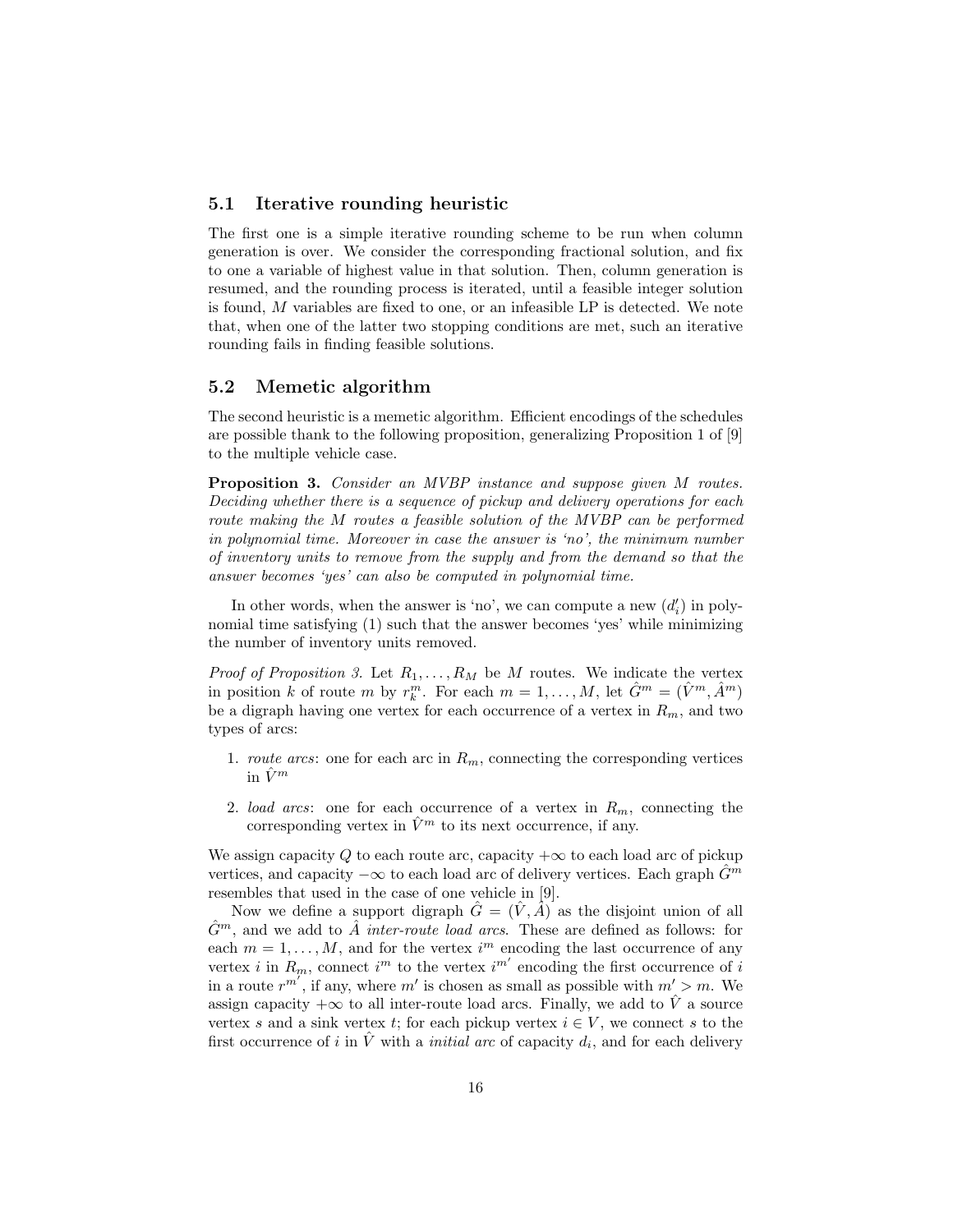### 5.1 Iterative rounding heuristic

The first one is a simple iterative rounding scheme to be run when column generation is over. We consider the corresponding fractional solution, and fix to one a variable of highest value in that solution. Then, column generation is resumed, and the rounding process is iterated, until a feasible integer solution is found, $M$ variables are fixed to one, or an infeasible LP is detected. We note that, when one of the latter two stopping conditions are met, such an iterative rounding fails in finding feasible solutions.

### 5.2 Memetic algorithm

The second heuristic is a memetic algorithm. Efficient encodings of the schedules are possible thank to the following proposition, generalizing Proposition 1 of [9] to the multiple vehicle case.

**Proposition 3.** *Consider an MVBP instance and suppose given $M$ routes. Deciding whether there is a sequence of pickup and delivery operations for each route making the $M$ routes a feasible solution of the MVBP can be performed in polynomial time. Moreover in case the answer is 'no', the minimum number of inventory units to remove from the supply and from the demand so that the answer becomes 'yes' can also be computed in polynomial time.*

In other words, when the answer is 'no', we can compute a new $(d_i')$ in polynomial time satisfying (1) such that the answer becomes 'yes' while minimizing the number of inventory units removed.

*Proof of Proposition 3.* Let $R_1, \ldots, R_M$ be $M$ routes. We indicate the vertex in position $k$ of route $m$ by $r_k^m$. For each $m = 1, \ldots, M$, let $\hat{G}^m = (\hat{V}^m, \hat{A}^m)$ be a digraph having one vertex for each occurrence of a vertex in $R_m$, and two types of arcs:

1. *route arcs*: one for each arc in $R_m$, connecting the corresponding vertices in $\hat{V}^m$
2. *load arcs*: one for each occurrence of a vertex in $R_m$, connecting the corresponding vertex in $\hat{V}^m$ to its next occurrence, if any.

We assign capacity $Q$ to each route arc, capacity $+\infty$ to each load arc of pickup vertices, and capacity $-\infty$ to each load arc of delivery vertices. Each graph $\hat{G}^m$ resembles that used in the case of one vehicle in [9].

Now we define a support digraph $\hat{G} = (\hat{V}, \hat{A})$ as the disjoint union of all $\hat{G}^m$, and we add to $\hat{A}$ *inter-route load arcs*. These are defined as follows: for each $m = 1, \ldots, M$, and for the vertex $i^m$ encoding the last occurrence of any vertex $i$ in $R_m$, connect $i^m$ to the vertex $i^{m'}$ encoding the first occurrence of $i$ in a route $r^{m'}$, if any, where $m'$ is chosen as small as possible with $m' > m$. We assign capacity $+\infty$ to all inter-route load arcs. Finally, we add to $\hat{V}$ a source vertex $s$ and a sink vertex $t$; for each pickup vertex $i \in V$, we connect $s$ to the first occurrence of $i$ in $\hat{V}$ with a *initial arc* of capacity $d_i$, and for each delivery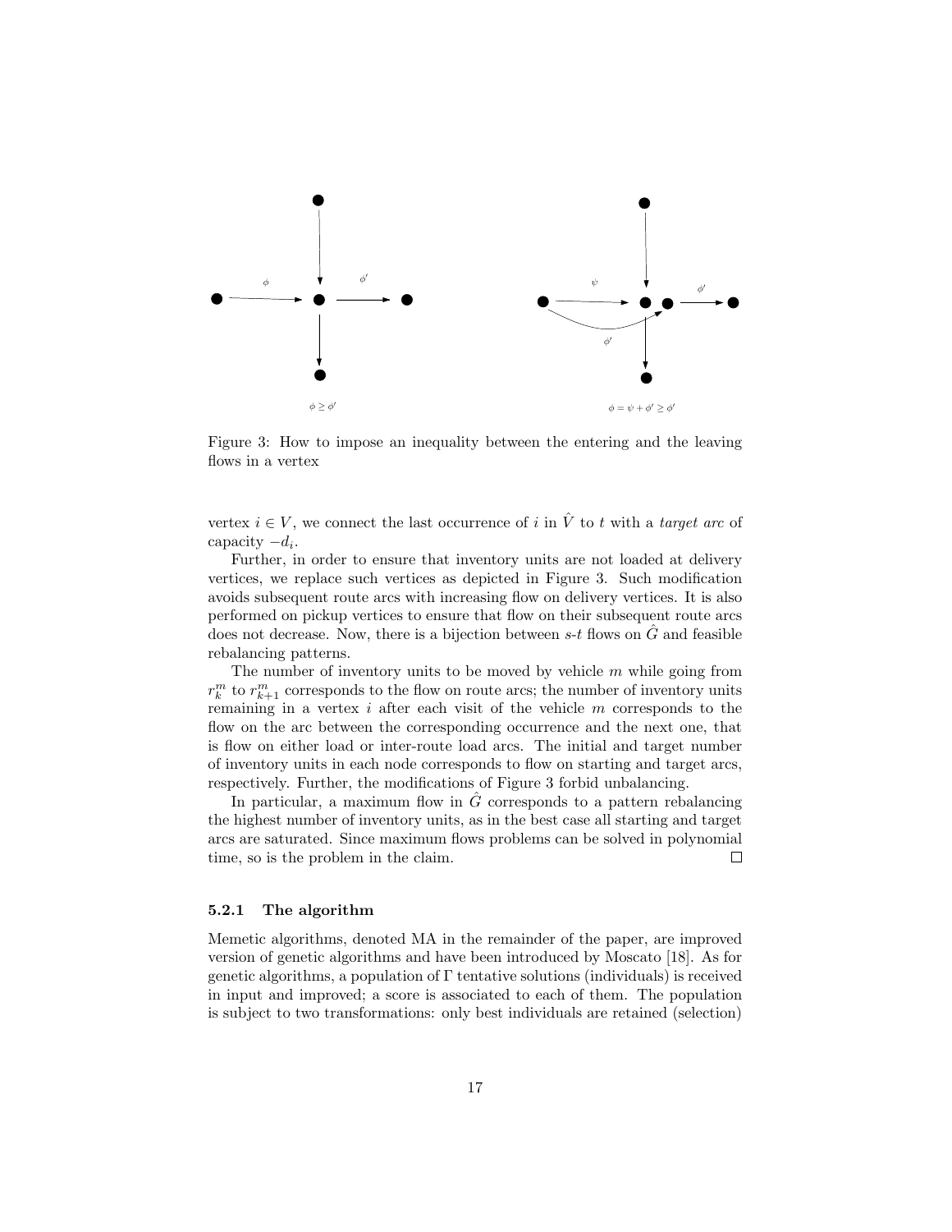$\phi \geq \phi'$

$\phi = \psi + \phi' \geq \phi'$

Figure 3: How to impose an inequality between the entering and the leaving flows in a vertex

vertex $i \in V$, we connect the last occurrence of $i$ in $\hat{V}$ to $t$ with a *target arc* of capacity $-d_i$.

Further, in order to ensure that inventory units are not loaded at delivery vertices, we replace such vertices as depicted in Figure 3. Such modification avoids subsequent route arcs with increasing flow on delivery vertices. It is also performed on pickup vertices to ensure that flow on their subsequent route arcs does not decrease. Now, there is a bijection between $s$-$t$ flows on $\hat{G}$ and feasible rebalancing patterns.

The number of inventory units to be moved by vehicle $m$ while going from $r_k^m$ to $r_{k+1}^m$ corresponds to the flow on route arcs; the number of inventory units remaining in a vertex $i$ after each visit of the vehicle $m$ corresponds to the flow on the arc between the corresponding occurrence and the next one, that is flow on either load or inter-route load arcs. The initial and target number of inventory units in each node corresponds to flow on starting and target arcs, respectively. Further, the modifications of Figure 3 forbid unbalancing.

In particular, a maximum flow in $\hat{G}$ corresponds to a pattern rebalancing the highest number of inventory units, as in the best case all starting and target arcs are saturated. Since maximum flows problems can be solved in polynomial time, so is the problem in the claim. □

#### 5.2.1 The algorithm

Memetic algorithms, denoted MA in the remainder of the paper, are improved version of genetic algorithms and have been introduced by Moscato [18]. As for genetic algorithms, a population of $\Gamma$ tentative solutions (individuals) is received in input and improved; a score is associated to each of them. The population is subject to two transformations: only best individuals are retained (selection)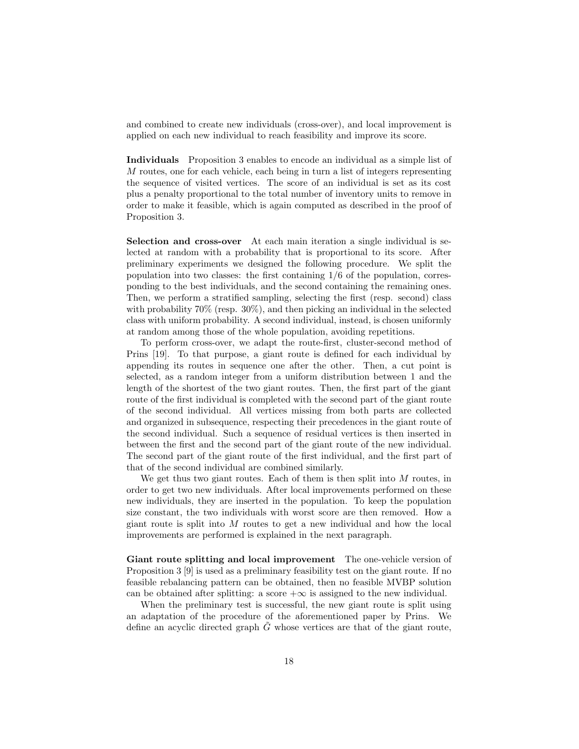and combined to create new individuals (cross-over), and local improvement is applied on each new individual to reach feasibility and improve its score.

**Individuals** Proposition 3 enables to encode an individual as a simple list of $M$ routes, one for each vehicle, each being in turn a list of integers representing the sequence of visited vertices. The score of an individual is set as its cost plus a penalty proportional to the total number of inventory units to remove in order to make it feasible, which is again computed as described in the proof of Proposition 3.

**Selection and cross-over** At each main iteration a single individual is selected at random with a probability that is proportional to its score. After preliminary experiments we designed the following procedure. We split the population into two classes: the first containing 1/6 of the population, corresponding to the best individuals, and the second containing the remaining ones. Then, we perform a stratified sampling, selecting the first (resp. second) class with probability 70% (resp. 30%), and then picking an individual in the selected class with uniform probability. A second individual, instead, is chosen uniformly at random among those of the whole population, avoiding repetitions.

To perform cross-over, we adapt the route-first, cluster-second method of Prins [19]. To that purpose, a giant route is defined for each individual by appending its routes in sequence one after the other. Then, a cut point is selected, as a random integer from a uniform distribution between 1 and the length of the shortest of the two giant routes. Then, the first part of the giant route of the first individual is completed with the second part of the giant route of the second individual. All vertices missing from both parts are collected and organized in subsequence, respecting their precedences in the giant route of the second individual. Such a sequence of residual vertices is then inserted in between the first and the second part of the giant route of the new individual. The second part of the giant route of the first individual, and the first part of that of the second individual are combined similarly.

We get thus two giant routes. Each of them is then split into $M$ routes, in order to get two new individuals. After local improvements performed on these new individuals, they are inserted in the population. To keep the population size constant, the two individuals with worst score are then removed. How a giant route is split into $M$ routes to get a new individual and how the local improvements are performed is explained in the next paragraph.

**Giant route splitting and local improvement** The one-vehicle version of Proposition 3 [9] is used as a preliminary feasibility test on the giant route. If no feasible rebalancing pattern can be obtained, then no feasible MVBP solution can be obtained after splitting: a score $+\infty$ is assigned to the new individual.

When the preliminary test is successful, the new giant route is split using an adaptation of the procedure of the aforementioned paper by Prins. We define an acyclic directed graph $\tilde{G}$ whose vertices are that of the giant route,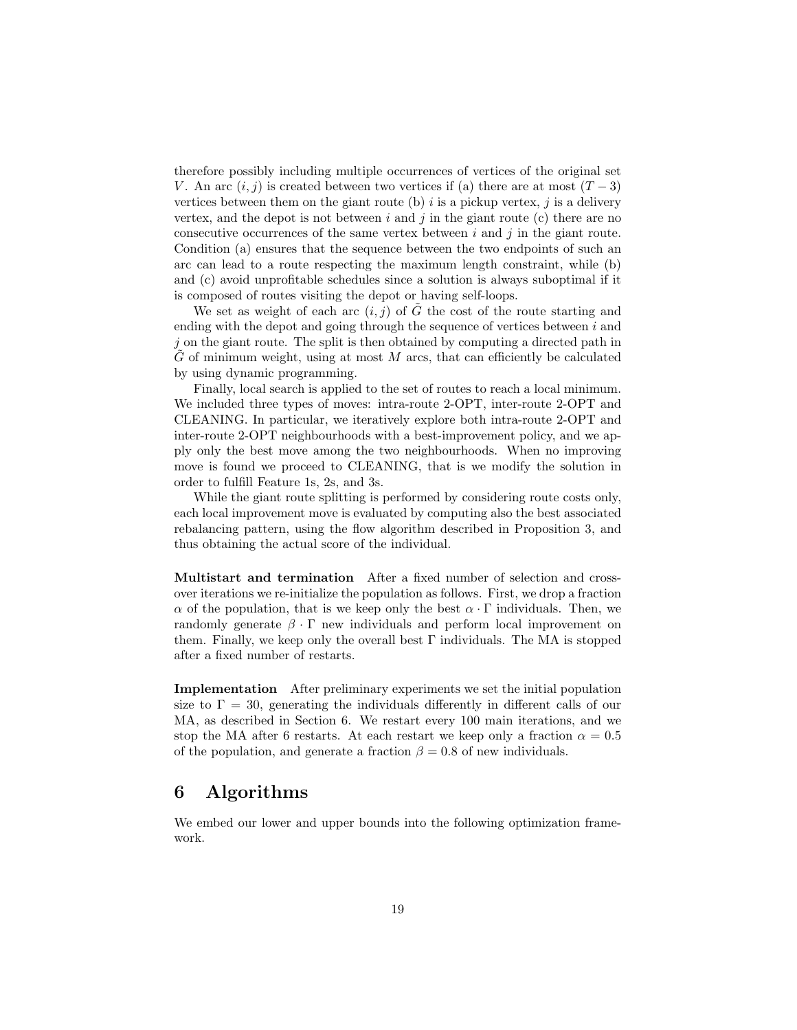therefore possibly including multiple occurrences of vertices of the original set $V$. An arc $(i, j)$ is created between two vertices if (a) there are at most $(T-3)$ vertices between them on the giant route (b) $i$ is a pickup vertex, $j$ is a delivery vertex, and the depot is not between $i$ and $j$ in the giant route (c) there are no consecutive occurrences of the same vertex between $i$ and $j$ in the giant route. Condition (a) ensures that the sequence between the two endpoints of such an arc can lead to a route respecting the maximum length constraint, while (b) and (c) avoid unprofitable schedules since a solution is always suboptimal if it is composed of routes visiting the depot or having self-loops.

We set as weight of each arc $(i, j)$ of $\tilde{G}$ the cost of the route starting and ending with the depot and going through the sequence of vertices between $i$ and $j$ on the giant route. The split is then obtained by computing a directed path in $\tilde{G}$ of minimum weight, using at most $M$ arcs, that can efficiently be calculated by using dynamic programming.

Finally, local search is applied to the set of routes to reach a local minimum. We included three types of moves: intra-route 2-OPT, inter-route 2-OPT and CLEANING. In particular, we iteratively explore both intra-route 2-OPT and inter-route 2-OPT neighbourhoods with a best-improvement policy, and we apply only the best move among the two neighbourhoods. When no improving move is found we proceed to CLEANING, that is we modify the solution in order to fulfill Feature 1s, 2s, and 3s.

While the giant route splitting is performed by considering route costs only, each local improvement move is evaluated by computing also the best associated rebalancing pattern, using the flow algorithm described in Proposition 3, and thus obtaining the actual score of the individual.

**Multistart and termination** After a fixed number of selection and crossover iterations we re-initialize the population as follows. First, we drop a fraction $\alpha$ of the population, that is we keep only the best $\alpha \cdot \Gamma$ individuals. Then, we randomly generate $\beta \cdot \Gamma$ new individuals and perform local improvement on them. Finally, we keep only the overall best $\Gamma$ individuals. The MA is stopped after a fixed number of restarts.

**Implementation** After preliminary experiments we set the initial population size to $\Gamma = 30$, generating the individuals differently in different calls of our MA, as described in Section 6. We restart every 100 main iterations, and we stop the MA after 6 restarts. At each restart we keep only a fraction $\alpha = 0.5$ of the population, and generate a fraction $\beta = 0.8$ of new individuals.

# 6 Algorithms

We embed our lower and upper bounds into the following optimization framework.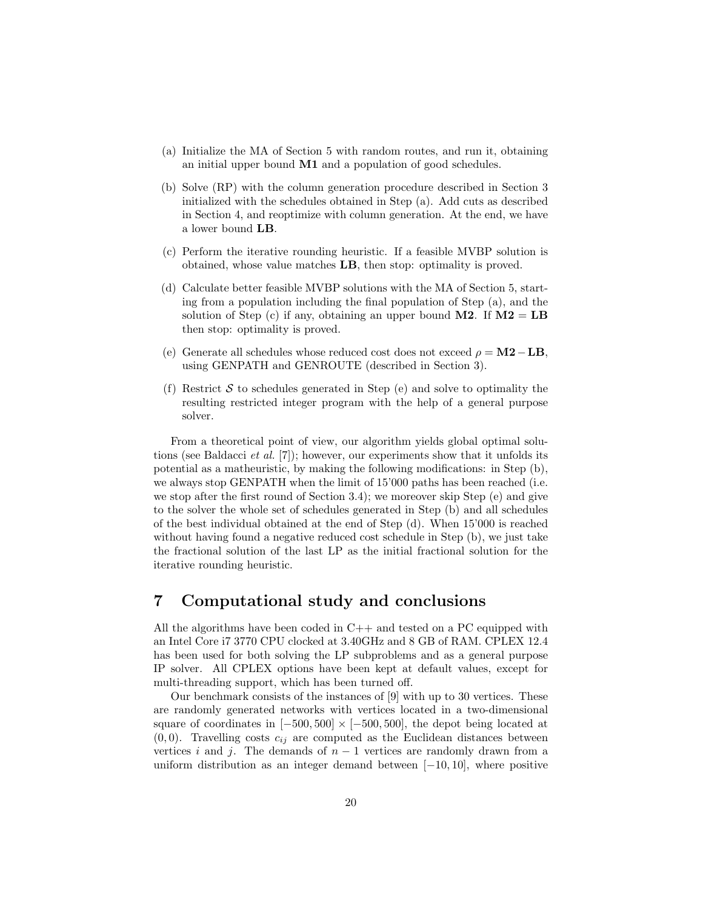(a) Initialize the MA of Section 5 with random routes, and run it, obtaining an initial upper bound **M1** and a population of good schedules.

(b) Solve (RP) with the column generation procedure described in Section 3 initialized with the schedules obtained in Step (a). Add cuts as described in Section 4, and reoptimize with column generation. At the end, we have a lower bound **LB**.

(c) Perform the iterative rounding heuristic. If a feasible MVBP solution is obtained, whose value matches **LB**, then stop: optimality is proved.

(d) Calculate better feasible MVBP solutions with the MA of Section 5, starting from a population including the final population of Step (a), and the solution of Step (c) if any, obtaining an upper bound **M2**. If **M2** = **LB** then stop: optimality is proved.

(e) Generate all schedules whose reduced cost does not exceed $\rho = \mathbf{M2} - \mathbf{LB}$, using GENPATH and GENROUTE (described in Section 3).

(f) Restrict $\mathcal{S}$ to schedules generated in Step (e) and solve to optimality the resulting restricted integer program with the help of a general purpose solver.

From a theoretical point of view, our algorithm yields global optimal solutions (see Baldacci *et al.* [7]); however, our experiments show that it unfolds its potential as a matheuristic, by making the following modifications: in Step (b), we always stop GENPATH when the limit of 15'000 paths has been reached (i.e. we stop after the first round of Section 3.4); we moreover skip Step (e) and give to the solver the whole set of schedules generated in Step (b) and all schedules of the best individual obtained at the end of Step (d). When 15'000 is reached without having found a negative reduced cost schedule in Step (b), we just take the fractional solution of the last LP as the initial fractional solution for the iterative rounding heuristic.

# 7 Computational study and conclusions

All the algorithms have been coded in C++ and tested on a PC equipped with an Intel Core i7 3770 CPU clocked at 3.40GHz and 8 GB of RAM. CPLEX 12.4 has been used for both solving the LP subproblems and as a general purpose IP solver. All CPLEX options have been kept at default values, except for multi-threading support, which has been turned off.

Our benchmark consists of the instances of [9] with up to 30 vertices. These are randomly generated networks with vertices located in a two-dimensional square of coordinates in $[-500, 500] \times [-500, 500]$, the depot being located at $(0, 0)$. Travelling costs $c_{ij}$ are computed as the Euclidean distances between vertices $i$ and $j$. The demands of $n - 1$ vertices are randomly drawn from a uniform distribution as an integer demand between $[-10, 10]$, where positive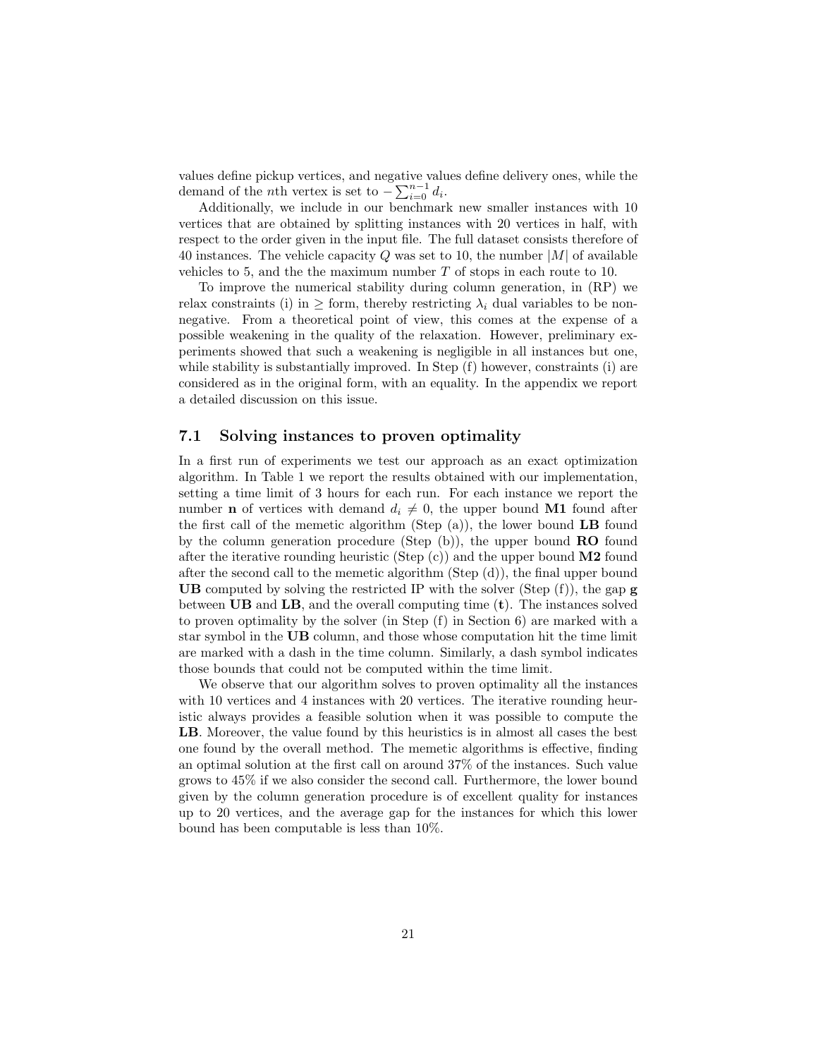values define pickup vertices, and negative values define delivery ones, while the demand of the $n$th vertex is set to $-\sum_{i=0}^{n-1} d_i$.

Additionally, we include in our benchmark new smaller instances with 10 vertices that are obtained by splitting instances with 20 vertices in half, with respect to the order given in the input file. The full dataset consists therefore of 40 instances. The vehicle capacity $Q$ was set to 10, the number $|M|$ of available vehicles to 5, and the the maximum number $T$ of stops in each route to 10.

To improve the numerical stability during column generation, in (RP) we relax constraints (i) in $\geq$ form, thereby restricting $\lambda_i$ dual variables to be non-negative. From a theoretical point of view, this comes at the expense of a possible weakening in the quality of the relaxation. However, preliminary experiments showed that such a weakening is negligible in all instances but one, while stability is substantially improved. In Step (f) however, constraints (i) are considered as in the original form, with an equality. In the appendix we report a detailed discussion on this issue.

## 7.1 Solving instances to proven optimality

In a first run of experiments we test our approach as an exact optimization algorithm. In Table 1 we report the results obtained with our implementation, setting a time limit of 3 hours for each run. For each instance we report the number **n** of vertices with demand $d_i \neq 0$, the upper bound **M1** found after the first call of the memetic algorithm (Step (a)), the lower bound **LB** found by the column generation procedure (Step (b)), the upper bound **RO** found after the iterative rounding heuristic (Step (c)) and the upper bound **M2** found after the second call to the memetic algorithm (Step (d)), the final upper bound **UB** computed by solving the restricted IP with the solver (Step (f)), the gap **g** between **UB** and **LB**, and the overall computing time (**t**). The instances solved to proven optimality by the solver (in Step (f) in Section 6) are marked with a star symbol in the **UB** column, and those whose computation hit the time limit are marked with a dash in the time column. Similarly, a dash symbol indicates those bounds that could not be computed within the time limit.

We observe that our algorithm solves to proven optimality all the instances with 10 vertices and 4 instances with 20 vertices. The iterative rounding heuristic always provides a feasible solution when it was possible to compute the **LB**. Moreover, the value found by this heuristics is in almost all cases the best one found by the overall method. The memetic algorithms is effective, finding an optimal solution at the first call on around 37% of the instances. Such value grows to 45% if we also consider the second call. Furthermore, the lower bound given by the column generation procedure is of excellent quality for instances up to 20 vertices, and the average gap for the instances for which this lower bound has been computable is less than 10%.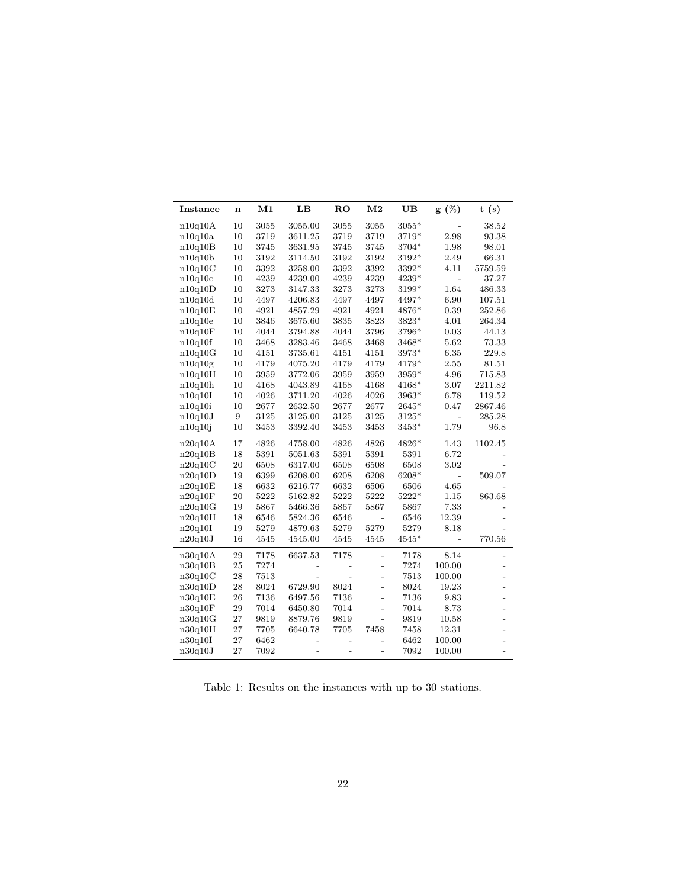| Instance | n | M1 | LB | RO | M2 | UB | g (%) | t (s) |
|---|---|---|---|---|---|---|---|---|
| n10q10A | 10 | 3055 | 3055.00 | 3055 | 3055 | 3055* | - | 38.52 |
| n10q10a | 10 | 3719 | 3611.25 | 3719 | 3719 | 3719* | 2.98 | 93.38 |
| n10q10B | 10 | 3745 | 3631.95 | 3745 | 3745 | 3704* | 1.98 | 98.01 |
| n10q10b | 10 | 3192 | 3114.50 | 3192 | 3192 | 3192* | 2.49 | 66.31 |
| n10q10C | 10 | 3392 | 3258.00 | 3392 | 3392 | 3392* | 4.11 | 5759.59 |
| n10q10c | 10 | 4239 | 4239.00 | 4239 | 4239 | 4239* | - | 37.27 |
| n10q10D | 10 | 3273 | 3147.33 | 3273 | 3273 | 3199* | 1.64 | 486.33 |
| n10q10d | 10 | 4497 | 4206.83 | 4497 | 4497 | 4497* | 6.90 | 107.51 |
| n10q10E | 10 | 4921 | 4857.29 | 4921 | 4921 | 4876* | 0.39 | 252.86 |
| n10q10e | 10 | 3846 | 3675.60 | 3835 | 3823 | 3823* | 4.01 | 264.34 |
| n10q10F | 10 | 4044 | 3794.88 | 4044 | 3796 | 3796* | 0.03 | 44.13 |
| n10q10f | 10 | 3468 | 3283.46 | 3468 | 3468 | 3468* | 5.62 | 73.33 |
| n10q10G | 10 | 4151 | 3735.61 | 4151 | 4151 | 3973* | 6.35 | 229.8 |
| n10q10g | 10 | 4179 | 4075.20 | 4179 | 4179 | 4179* | 2.55 | 81.51 |
| n10q10H | 10 | 3959 | 3772.06 | 3959 | 3959 | 3959* | 4.96 | 715.83 |
| n10q10h | 10 | 4168 | 4043.89 | 4168 | 4168 | 4168* | 3.07 | 2211.82 |
| n10q10I | 10 | 4026 | 3711.20 | 4026 | 4026 | 3963* | 6.78 | 119.52 |
| n10q10i | 10 | 2677 | 2632.50 | 2677 | 2677 | 2645* | 0.47 | 2867.46 |
| n10q10J | 9 | 3125 | 3125.00 | 3125 | 3125 | 3125* | - | 285.28 |
| n10q10j | 10 | 3453 | 3392.40 | 3453 | 3453 | 3453* | 1.79 | 96.8 |
| n20q10A | 17 | 4826 | 4758.00 | 4826 | 4826 | 4826* | 1.43 | 1102.45 |
| n20q10B | 18 | 5391 | 5051.63 | 5391 | 5391 | 5391 | 6.72 | - |
| n20q10C | 20 | 6508 | 6317.00 | 6508 | 6508 | 6508 | 3.02 | - |
| n20q10D | 19 | 6399 | 6208.00 | 6208 | 6208 | 6208* | - | 509.07 |
| n20q10E | 18 | 6632 | 6216.77 | 6632 | 6506 | 6506 | 4.65 | - |
| n20q10F | 20 | 5222 | 5162.82 | 5222 | 5222 | 5222* | 1.15 | 863.68 |
| n20q10G | 19 | 5867 | 5466.36 | 5867 | 5867 | 5867 | 7.33 | - |
| n20q10H | 18 | 6546 | 5824.36 | 6546 | - | 6546 | 12.39 | - |
| n20q10I | 19 | 5279 | 4879.63 | 5279 | 5279 | 5279 | 8.18 | - |
| n20q10J | 16 | 4545 | 4545.00 | 4545 | 4545 | 4545* | - | 770.56 |
| n30q10A | 29 | 7178 | 6637.53 | 7178 | - | 7178 | 8.14 | - |
| n30q10B | 25 | 7274 | - | - | - | 7274 | 100.00 | - |
| n30q10C | 28 | 7513 | - | - | - | 7513 | 100.00 | - |
| n30q10D | 28 | 8024 | 6729.90 | 8024 | - | 8024 | 19.23 | - |
| n30q10E | 26 | 7136 | 6497.56 | 7136 | - | 7136 | 9.83 | - |
| n30q10F | 29 | 7014 | 6450.80 | 7014 | - | 7014 | 8.73 | - |
| n30q10G | 27 | 9819 | 8879.76 | 9819 | - | 9819 | 10.58 | - |
| n30q10H | 27 | 7705 | 6640.78 | 7705 | 7458 | 7458 | 12.31 | - |
| n30q10I | 27 | 6462 | - | - | - | 6462 | 100.00 | - |
| n30q10J | 27 | 7092 | - | - | - | 7092 | 100.00 | - |

Table 1: Results on the instances with up to 30 stations.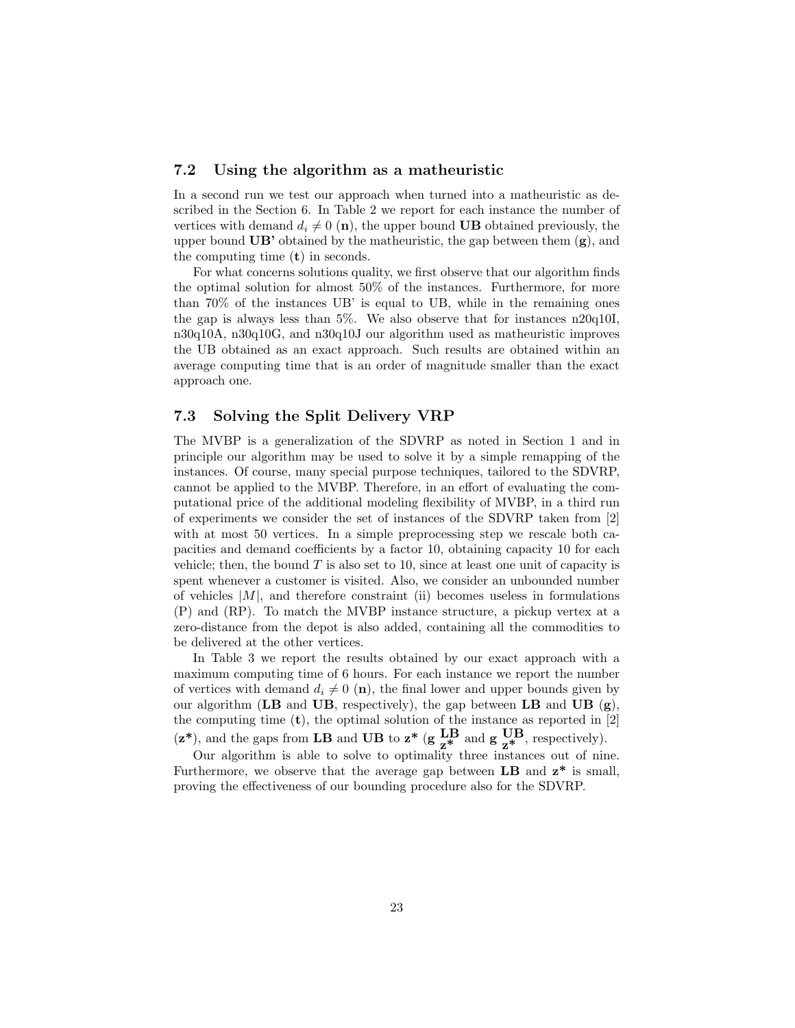### 7.2 Using the algorithm as a matheuristic

In a second run we test our approach when turned into a matheuristic as described in the Section 6. In Table 2 we report for each instance the number of vertices with demand $d_i \neq 0$ (**n**), the upper bound **UB** obtained previously, the upper bound **UB'** obtained by the matheuristic, the gap between them (**g**), and the computing time (**t**) in seconds.

For what concerns solutions quality, we first observe that our algorithm finds the optimal solution for almost 50% of the instances. Furthermore, for more than 70% of the instances UB' is equal to UB, while in the remaining ones the gap is always less than 5%. We also observe that for instances n20q10I, n30q10A, n30q10G, and n30q10J our algorithm used as matheuristic improves the UB obtained as an exact approach. Such results are obtained within an average computing time that is an order of magnitude smaller than the exact approach one.

### 7.3 Solving the Split Delivery VRP

The MVBP is a generalization of the SDVRP as noted in Section 1 and in principle our algorithm may be used to solve it by a simple remapping of the instances. Of course, many special purpose techniques, tailored to the SDVRP, cannot be applied to the MVBP. Therefore, in an effort of evaluating the computational price of the additional modeling flexibility of MVBP, in a third run of experiments we consider the set of instances of the SDVRP taken from [2] with at most 50 vertices. In a simple preprocessing step we rescale both capacities and demand coefficients by a factor 10, obtaining capacity 10 for each vehicle; then, the bound $T$ is also set to 10, since at least one unit of capacity is spent whenever a customer is visited. Also, we consider an unbounded number of vehicles $|M|$, and therefore constraint (ii) becomes useless in formulations (P) and (RP). To match the MVBP instance structure, a pickup vertex at a zero-distance from the depot is also added, containing all the commodities to be delivered at the other vertices.

In Table 3 we report the results obtained by our exact approach with a maximum computing time of 6 hours. For each instance we report the number of vertices with demand $d_i \neq 0$ (**n**), the final lower and upper bounds given by our algorithm (**LB** and **UB**, respectively), the gap between **LB** and **UB** (**g**), the computing time (**t**), the optimal solution of the instance as reported in [2] (**z\***), and the gaps from **LB** and **UB** to **z\*** ($\mathbf{g}\ \frac{\mathbf{LB}}{\mathbf{z^*}}$ and $\mathbf{g}\ \frac{\mathbf{UB}}{\mathbf{z^*}}$, respectively).

Our algorithm is able to solve to optimality three instances out of nine. Furthermore, we observe that the average gap between **LB** and **z\*** is small, proving the effectiveness of our bounding procedure also for the SDVRP.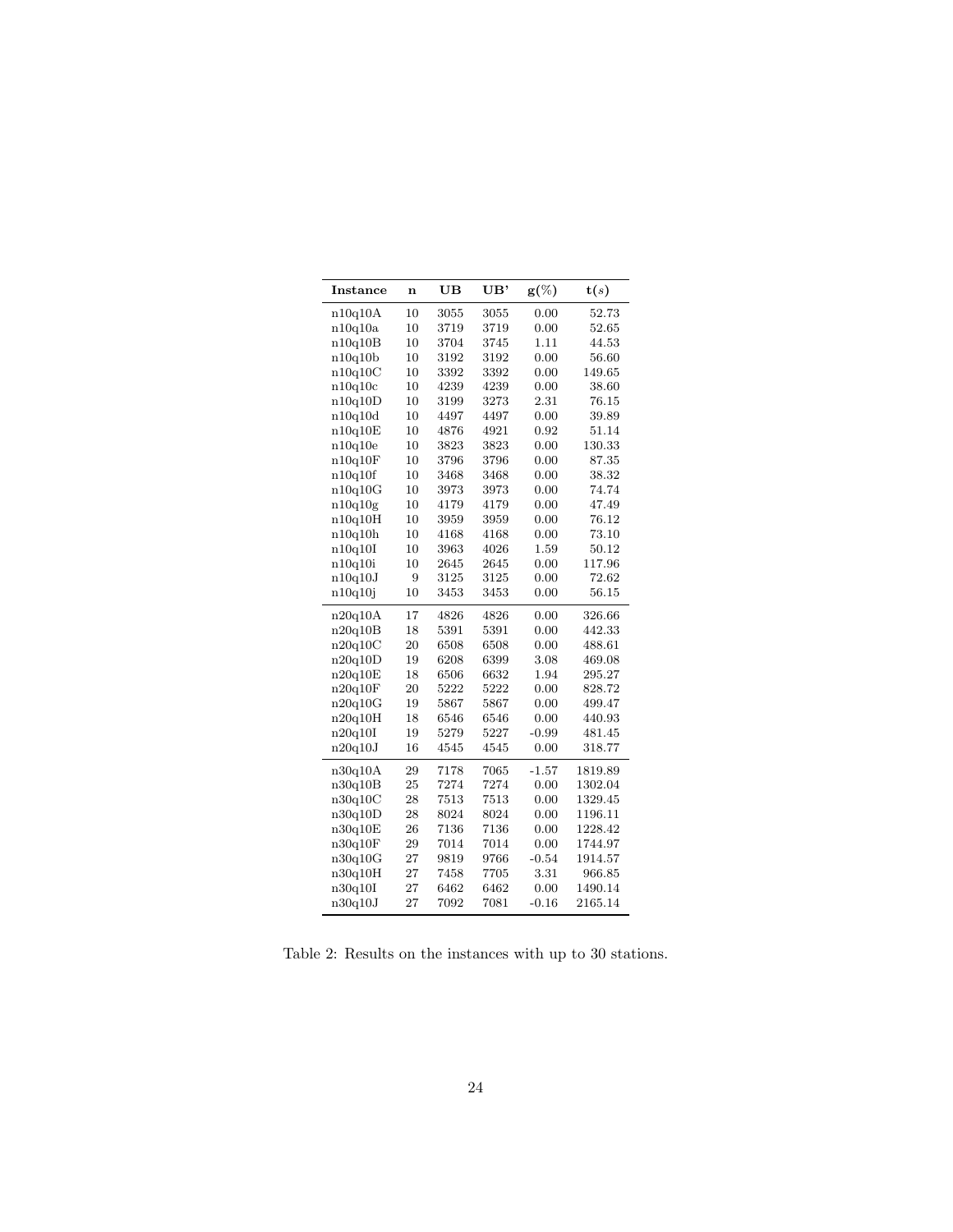| **Instance** | **n** | **UB** | **UB'** | **g(%)** | **t(s)** |
|---|---|---|---|---|---|
| n10q10A | 10 | 3055 | 3055 | 0.00 | 52.73 |
| n10q10a | 10 | 3719 | 3719 | 0.00 | 52.65 |
| n10q10B | 10 | 3704 | 3745 | 1.11 | 44.53 |
| n10q10b | 10 | 3192 | 3192 | 0.00 | 56.60 |
| n10q10C | 10 | 3392 | 3392 | 0.00 | 149.65 |
| n10q10c | 10 | 4239 | 4239 | 0.00 | 38.60 |
| n10q10D | 10 | 3199 | 3273 | 2.31 | 76.15 |
| n10q10d | 10 | 4497 | 4497 | 0.00 | 39.89 |
| n10q10E | 10 | 4876 | 4921 | 0.92 | 51.14 |
| n10q10e | 10 | 3823 | 3823 | 0.00 | 130.33 |
| n10q10F | 10 | 3796 | 3796 | 0.00 | 87.35 |
| n10q10f | 10 | 3468 | 3468 | 0.00 | 38.32 |
| n10q10G | 10 | 3973 | 3973 | 0.00 | 74.74 |
| n10q10g | 10 | 4179 | 4179 | 0.00 | 47.49 |
| n10q10H | 10 | 3959 | 3959 | 0.00 | 76.12 |
| n10q10h | 10 | 4168 | 4168 | 0.00 | 73.10 |
| n10q10I | 10 | 3963 | 4026 | 1.59 | 50.12 |
| n10q10i | 10 | 2645 | 2645 | 0.00 | 117.96 |
| n10q10J | 9 | 3125 | 3125 | 0.00 | 72.62 |
| n10q10j | 10 | 3453 | 3453 | 0.00 | 56.15 |
| n20q10A | 17 | 4826 | 4826 | 0.00 | 326.66 |
| n20q10B | 18 | 5391 | 5391 | 0.00 | 442.33 |
| n20q10C | 20 | 6508 | 6508 | 0.00 | 488.61 |
| n20q10D | 19 | 6208 | 6399 | 3.08 | 469.08 |
| n20q10E | 18 | 6506 | 6632 | 1.94 | 295.27 |
| n20q10F | 20 | 5222 | 5222 | 0.00 | 828.72 |
| n20q10G | 19 | 5867 | 5867 | 0.00 | 499.47 |
| n20q10H | 18 | 6546 | 6546 | 0.00 | 440.93 |
| n20q10I | 19 | 5279 | 5227 | -0.99 | 481.45 |
| n20q10J | 16 | 4545 | 4545 | 0.00 | 318.77 |
| n30q10A | 29 | 7178 | 7065 | -1.57 | 1819.89 |
| n30q10B | 25 | 7274 | 7274 | 0.00 | 1302.04 |
| n30q10C | 28 | 7513 | 7513 | 0.00 | 1329.45 |
| n30q10D | 28 | 8024 | 8024 | 0.00 | 1196.11 |
| n30q10E | 26 | 7136 | 7136 | 0.00 | 1228.42 |
| n30q10F | 29 | 7014 | 7014 | 0.00 | 1744.97 |
| n30q10G | 27 | 9819 | 9766 | -0.54 | 1914.57 |
| n30q10H | 27 | 7458 | 7705 | 3.31 | 966.85 |
| n30q10I | 27 | 6462 | 6462 | 0.00 | 1490.14 |
| n30q10J | 27 | 7092 | 7081 | -0.16 | 2165.14 |

Table 2: Results on the instances with up to 30 stations.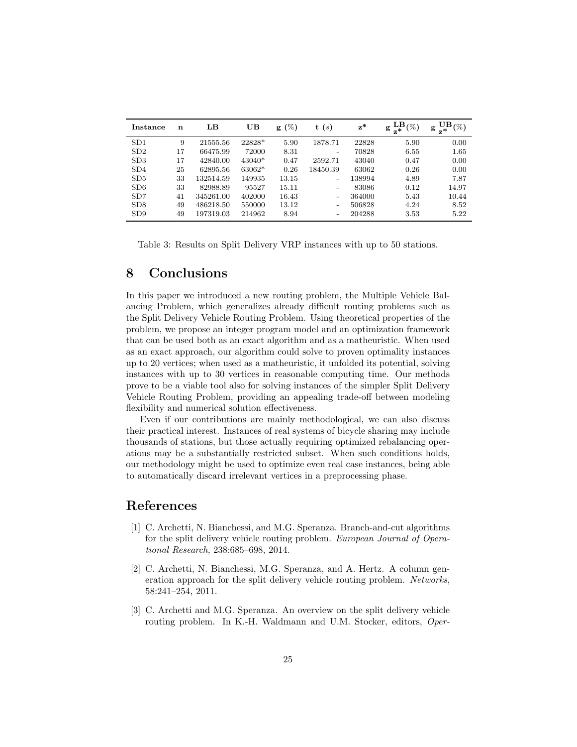| Instance | n | LB | UB | g (%) | t (s) | z* | $g^{LB}_{z*}$ (%) | $g^{UB}_{z*}$ (%) |
|---|---|---|---|---|---|---|---|---|
| SD1 | 9 | 21555.56 | 22828* | 5.90 | 1878.71 | 22828 | 5.90 | 0.00 |
| SD2 | 17 | 66475.99 | 72000 | 8.31 | - | 70828 | 6.55 | 1.65 |
| SD3 | 17 | 42840.00 | 43040* | 0.47 | 2592.71 | 43040 | 0.47 | 0.00 |
| SD4 | 25 | 62895.56 | 63062* | 0.26 | 18450.39 | 63062 | 0.26 | 0.00 |
| SD5 | 33 | 132514.59 | 149935 | 13.15 | - | 138994 | 4.89 | 7.87 |
| SD6 | 33 | 82988.89 | 95527 | 15.11 | - | 83086 | 0.12 | 14.97 |
| SD7 | 41 | 345261.00 | 402000 | 16.43 | - | 364000 | 5.43 | 10.44 |
| SD8 | 49 | 486218.50 | 550000 | 13.12 | - | 506828 | 4.24 | 8.52 |
| SD9 | 49 | 197319.03 | 214962 | 8.94 | - | 204288 | 3.53 | 5.22 |

Table 3: Results on Split Delivery VRP instances with up to 50 stations.

# 8 Conclusions

In this paper we introduced a new routing problem, the Multiple Vehicle Balancing Problem, which generalizes already difficult routing problems such as the Split Delivery Vehicle Routing Problem. Using theoretical properties of the problem, we propose an integer program model and an optimization framework that can be used both as an exact algorithm and as a matheuristic. When used as an exact approach, our algorithm could solve to proven optimality instances up to 20 vertices; when used as a matheuristic, it unfolded its potential, solving instances with up to 30 vertices in reasonable computing time. Our methods prove to be a viable tool also for solving instances of the simpler Split Delivery Vehicle Routing Problem, providing an appealing trade-off between modeling flexibility and numerical solution effectiveness.

Even if our contributions are mainly methodological, we can also discuss their practical interest. Instances of real systems of bicycle sharing may include thousands of stations, but those actually requiring optimized rebalancing operations may be a substantially restricted subset. When such conditions holds, our methodology might be used to optimize even real case instances, being able to automatically discard irrelevant vertices in a preprocessing phase.

# References

[1] C. Archetti, N. Bianchessi, and M.G. Speranza. Branch-and-cut algorithms for the split delivery vehicle routing problem. *European Journal of Operational Research*, 238:685–698, 2014.

[2] C. Archetti, N. Bianchessi, M.G. Speranza, and A. Hertz. A column generation approach for the split delivery vehicle routing problem. *Networks*, 58:241–254, 2011.

[3] C. Archetti and M.G. Speranza. An overview on the split delivery vehicle routing problem. In K.-H. Waldmann and U.M. Stocker, editors, *Oper-*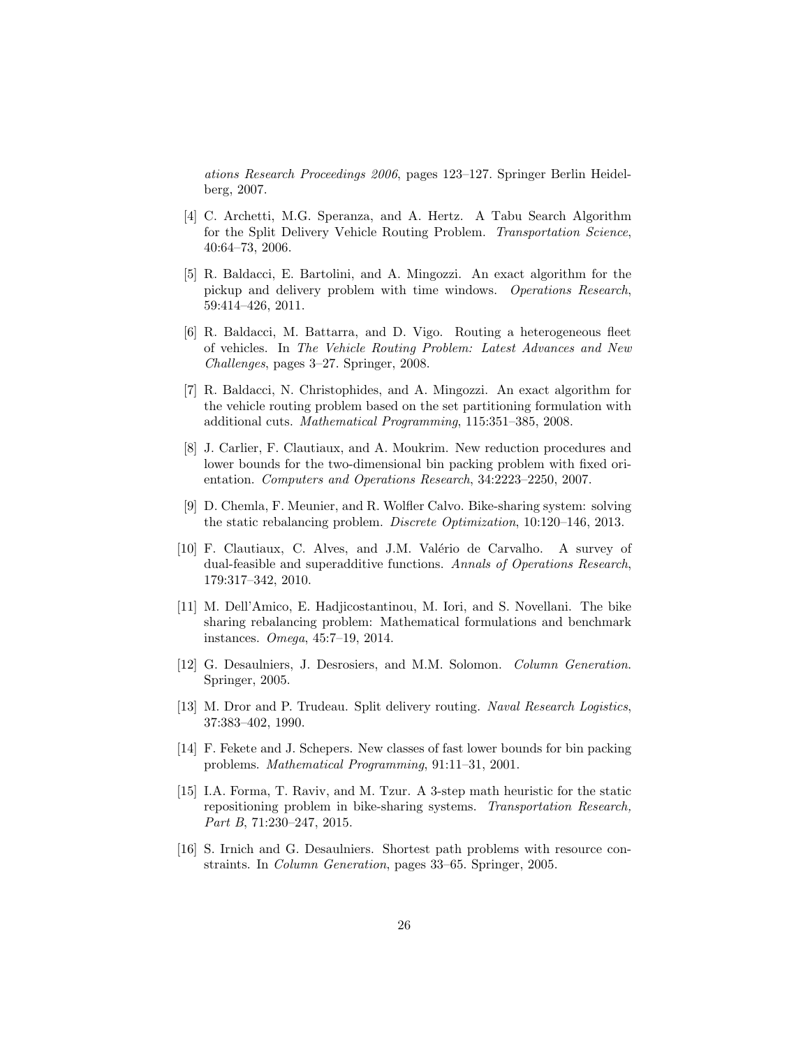*ations Research Proceedings 2006*, pages 123–127. Springer Berlin Heidelberg, 2007.

[4] C. Archetti, M.G. Speranza, and A. Hertz. A Tabu Search Algorithm for the Split Delivery Vehicle Routing Problem. *Transportation Science*, 40:64–73, 2006.

[5] R. Baldacci, E. Bartolini, and A. Mingozzi. An exact algorithm for the pickup and delivery problem with time windows. *Operations Research*, 59:414–426, 2011.

[6] R. Baldacci, M. Battarra, and D. Vigo. Routing a heterogeneous fleet of vehicles. In *The Vehicle Routing Problem: Latest Advances and New Challenges*, pages 3–27. Springer, 2008.

[7] R. Baldacci, N. Christophides, and A. Mingozzi. An exact algorithm for the vehicle routing problem based on the set partitioning formulation with additional cuts. *Mathematical Programming*, 115:351–385, 2008.

[8] J. Carlier, F. Clautiaux, and A. Moukrim. New reduction procedures and lower bounds for the two-dimensional bin packing problem with fixed orientation. *Computers and Operations Research*, 34:2223–2250, 2007.

[9] D. Chemla, F. Meunier, and R. Wolfler Calvo. Bike-sharing system: solving the static rebalancing problem. *Discrete Optimization*, 10:120–146, 2013.

[10] F. Clautiaux, C. Alves, and J.M. Valério de Carvalho. A survey of dual-feasible and superadditive functions. *Annals of Operations Research*, 179:317–342, 2010.

[11] M. Dell'Amico, E. Hadjicostantinou, M. Iori, and S. Novellani. The bike sharing rebalancing problem: Mathematical formulations and benchmark instances. *Omega*, 45:7–19, 2014.

[12] G. Desaulniers, J. Desrosiers, and M.M. Solomon. *Column Generation*. Springer, 2005.

[13] M. Dror and P. Trudeau. Split delivery routing. *Naval Research Logistics*, 37:383–402, 1990.

[14] F. Fekete and J. Schepers. New classes of fast lower bounds for bin packing problems. *Mathematical Programming*, 91:11–31, 2001.

[15] I.A. Forma, T. Raviv, and M. Tzur. A 3-step math heuristic for the static repositioning problem in bike-sharing systems. *Transportation Research, Part B*, 71:230–247, 2015.

[16] S. Irnich and G. Desaulniers. Shortest path problems with resource constraints. In *Column Generation*, pages 33–65. Springer, 2005.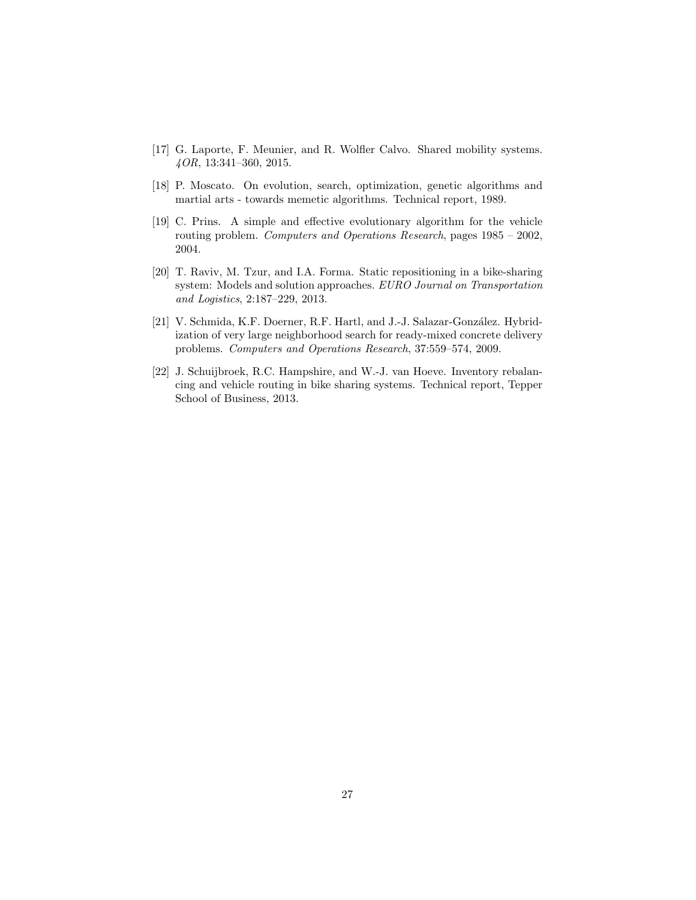[17] G. Laporte, F. Meunier, and R. Wolfler Calvo. Shared mobility systems. *4OR*, 13:341–360, 2015.

[18] P. Moscato. On evolution, search, optimization, genetic algorithms and martial arts - towards memetic algorithms. Technical report, 1989.

[19] C. Prins. A simple and effective evolutionary algorithm for the vehicle routing problem. *Computers and Operations Research*, pages 1985 – 2002, 2004.

[20] T. Raviv, M. Tzur, and I.A. Forma. Static repositioning in a bike-sharing system: Models and solution approaches. *EURO Journal on Transportation and Logistics*, 2:187–229, 2013.

[21] V. Schmida, K.F. Doerner, R.F. Hartl, and J.-J. Salazar-González. Hybridization of very large neighborhood search for ready-mixed concrete delivery problems. *Computers and Operations Research*, 37:559–574, 2009.

[22] J. Schuijbroek, R.C. Hampshire, and W.-J. van Hoeve. Inventory rebalancing and vehicle routing in bike sharing systems. Technical report, Tepper School of Business, 2013.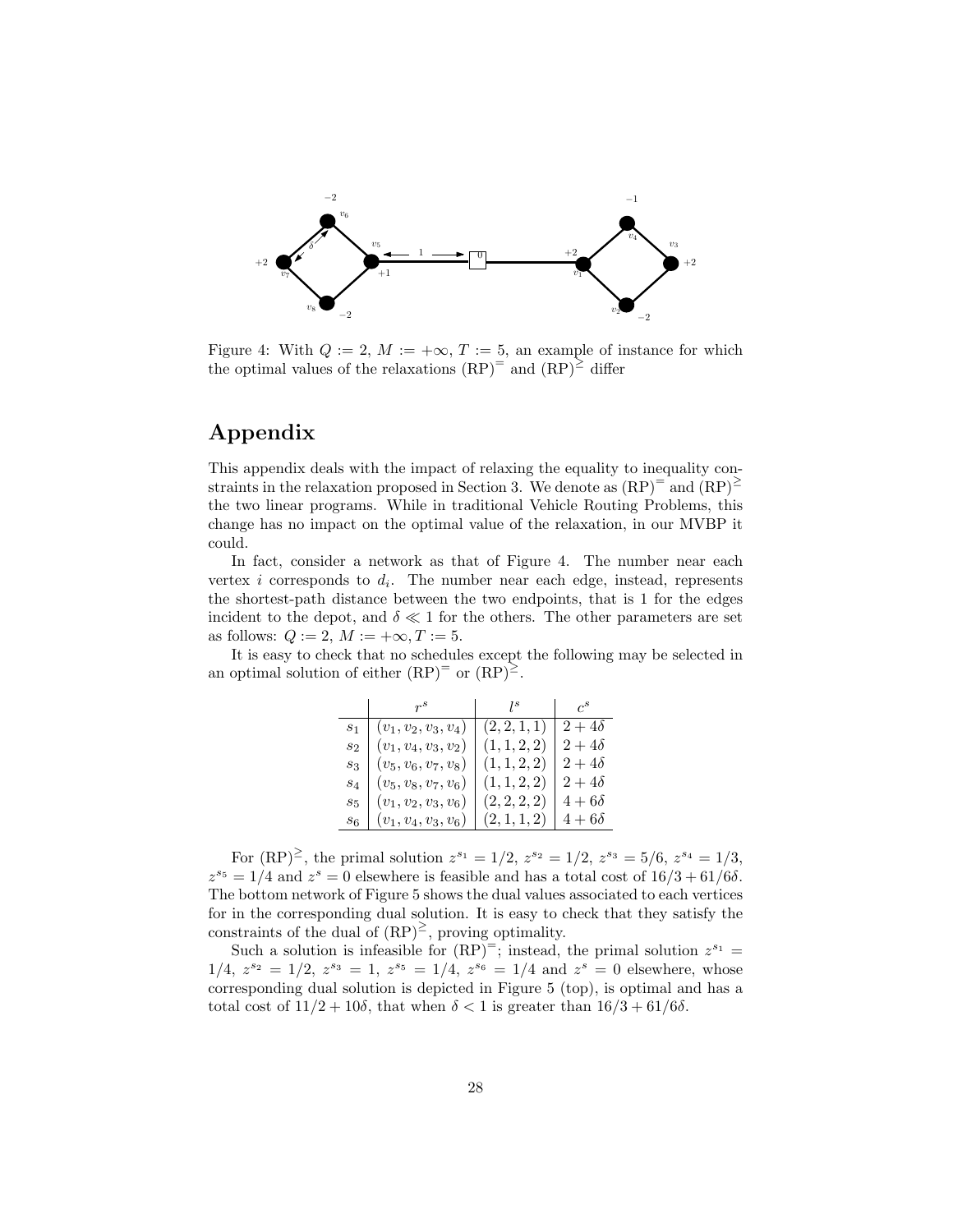Figure 4: With $Q := 2$, $M := +\infty$, $T := 5$, an example of instance for which the optimal values of the relaxations $(\mathrm{RP})^{=}$ and $(\mathrm{RP})^{\geq}$ differ

# Appendix

This appendix deals with the impact of relaxing the equality to inequality constraints in the relaxation proposed in Section 3. We denote as $(\mathrm{RP})^{=}$ and $(\mathrm{RP})^{\geq}$ the two linear programs. While in traditional Vehicle Routing Problems, this change has no impact on the optimal value of the relaxation, in our MVBP it could.

In fact, consider a network as that of Figure 4. The number near each vertex $i$ corresponds to $d_i$. The number near each edge, instead, represents the shortest-path distance between the two endpoints, that is 1 for the edges incident to the depot, and $\delta \ll 1$ for the others. The other parameters are set as follows: $Q := 2$, $M := +\infty$, $T := 5$.

It is easy to check that no schedules except the following may be selected in an optimal solution of either $(\mathrm{RP})^{=}$ or $(\mathrm{RP})^{\geq}$.

| | $r^s$ | $l^s$ | $c^s$ |
|---|---|---|---|
| $s_1$ | $(v_1, v_2, v_3, v_4)$ | $(2, 2, 1, 1)$ | $2 + 4\delta$ |
| $s_2$ | $(v_1, v_4, v_3, v_2)$ | $(1, 1, 2, 2)$ | $2 + 4\delta$ |
| $s_3$ | $(v_5, v_6, v_7, v_8)$ | $(1, 1, 2, 2)$ | $2 + 4\delta$ |
| $s_4$ | $(v_5, v_8, v_7, v_6)$ | $(1, 1, 2, 2)$ | $2 + 4\delta$ |
| $s_5$ | $(v_1, v_2, v_3, v_6)$ | $(2, 2, 2, 2)$ | $4 + 6\delta$ |
| $s_6$ | $(v_1, v_4, v_3, v_6)$ | $(2, 1, 1, 2)$ | $4 + 6\delta$ |

For $(\mathrm{RP})^{\geq}$, the primal solution $z^{s_1} = 1/2$, $z^{s_2} = 1/2$, $z^{s_3} = 5/6$, $z^{s_4} = 1/3$, $z^{s_5} = 1/4$ and $z^s = 0$ elsewhere is feasible and has a total cost of $16/3 + 61/6\delta$. The bottom network of Figure 5 shows the dual values associated to each vertices for in the corresponding dual solution. It is easy to check that they satisfy the constraints of the dual of $(\mathrm{RP})^{\geq}$, proving optimality.

Such a solution is infeasible for $(\mathrm{RP})^{=}$; instead, the primal solution $z^{s_1} = 1/4$, $z^{s_2} = 1/2$, $z^{s_3} = 1$, $z^{s_5} = 1/4$, $z^{s_6} = 1/4$ and $z^s = 0$ elsewhere, whose corresponding dual solution is depicted in Figure 5 (top), is optimal and has a total cost of $11/2 + 10\delta$, that when $\delta < 1$ is greater than $16/3 + 61/6\delta$.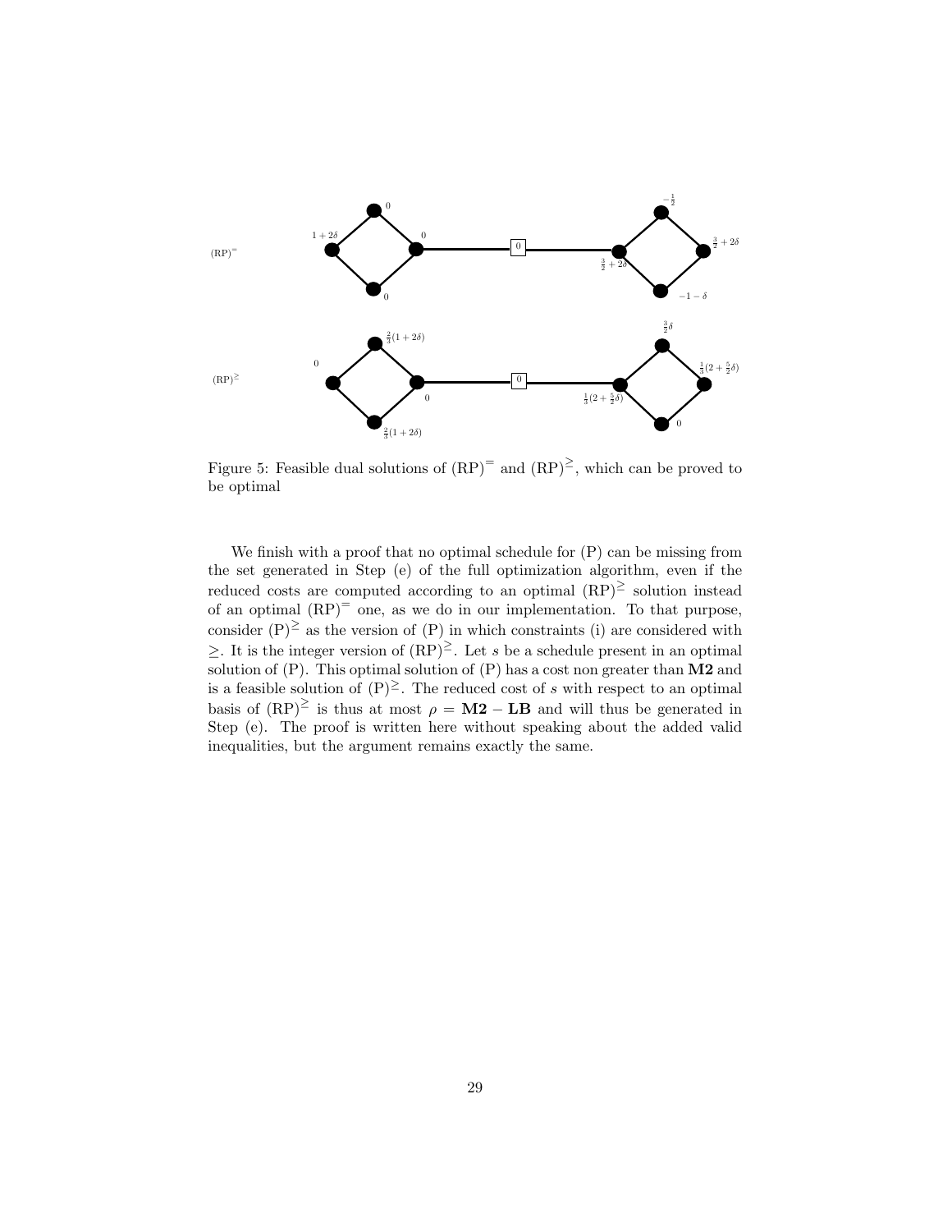(RP)$^=$

$0$

$1 + 2\delta$

$0$

$0$

$0$

$-\frac{1}{2}$

$\frac{3}{2} + 2\delta$

$\frac{3}{2} + 2\delta$

$-1 - \delta$

(RP)$^\geq$

$\frac{2}{3}(1 + 2\delta)$

$0$

$0$

$\frac{2}{3}(1 + 2\delta)$

$0$

$\frac{3}{2}\delta$

$\frac{1}{3}(2 + \frac{5}{2}\delta)$

$\frac{1}{3}(2 + \frac{5}{2}\delta)$

$0$

Figure 5: Feasible dual solutions of (RP)$^=$ and (RP)$^\geq$, which can be proved to be optimal

We finish with a proof that no optimal schedule for (P) can be missing from the set generated in Step (e) of the full optimization algorithm, even if the reduced costs are computed according to an optimal (RP)$^\geq$ solution instead of an optimal (RP)$^=$ one, as we do in our implementation. To that purpose, consider (P)$^\geq$ as the version of (P) in which constraints (i) are considered with $\geq$. It is the integer version of (RP)$^\geq$. Let $s$ be a schedule present in an optimal solution of (P). This optimal solution of (P) has a cost non greater than **M2** and is a feasible solution of (P)$^\geq$. The reduced cost of $s$ with respect to an optimal basis of (RP)$^\geq$ is thus at most $\rho = \mathbf{M2} - \mathbf{LB}$ and will thus be generated in Step (e). The proof is written here without speaking about the added valid inequalities, but the argument remains exactly the same.